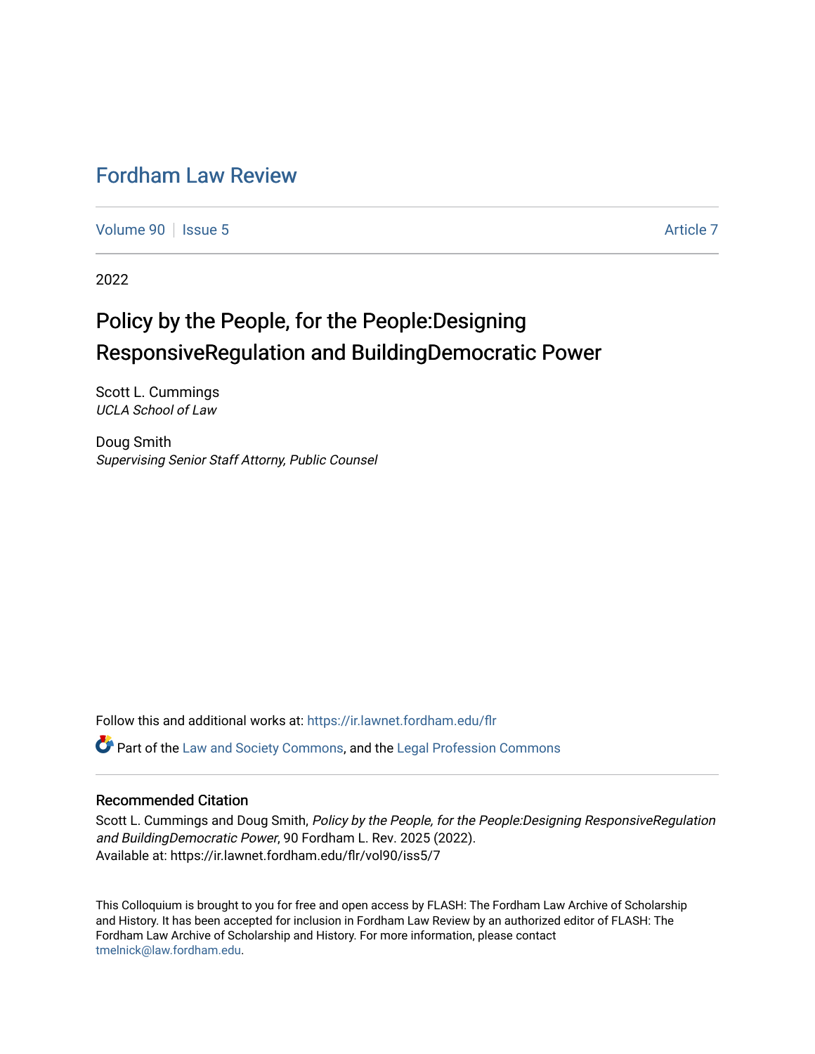# Fordham Law Review

Volume 90 | Issue 5 | Article 7

2022

## Policy by the People, for the People:Designing ResponsiveRegulation and BuildingDemocratic Power

Scott L. Cummings
*UCLA School of Law*

Doug Smith
*Supervising Senior Staff Attorny, Public Counsel*

Follow this and additional works at: https://ir.lawnet.fordham.edu/flr

Part of the Law and Society Commons, and the Legal Profession Commons

### Recommended Citation

Scott L. Cummings and Doug Smith, *Policy by the People, for the People:Designing ResponsiveRegulation and BuildingDemocratic Power*, 90 Fordham L. Rev. 2025 (2022).
Available at: https://ir.lawnet.fordham.edu/flr/vol90/iss5/7

This Colloquium is brought to you for free and open access by FLASH: The Fordham Law Archive of Scholarship and History. It has been accepted for inclusion in Fordham Law Review by an authorized editor of FLASH: The Fordham Law Archive of Scholarship and History. For more information, please contact tmelnick@law.fordham.edu.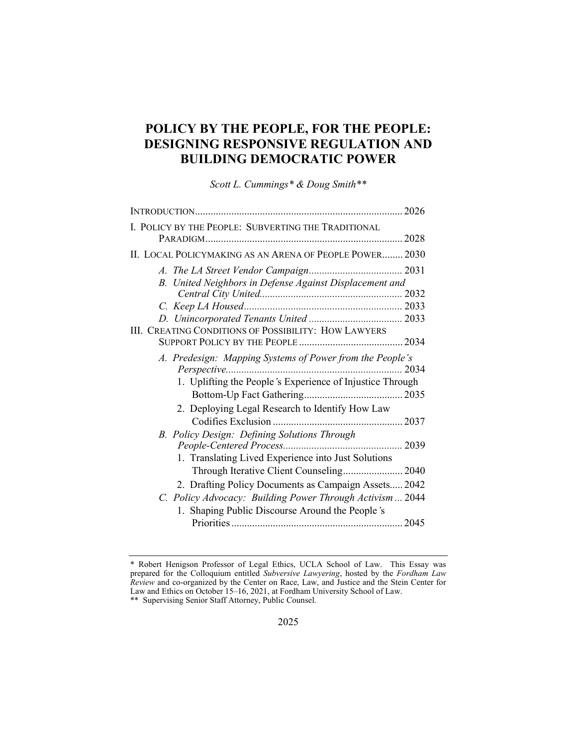# POLICY BY THE PEOPLE, FOR THE PEOPLE: DESIGNING RESPONSIVE REGULATION AND BUILDING DEMOCRATIC POWER

*Scott L. Cummings\* & Doug Smith\*\**

INTRODUCTION ............................................................................... 2026

I. POLICY BY THE PEOPLE: SUBVERTING THE TRADITIONAL PARADIGM ............................................................................ 2028

II. LOCAL POLICYMAKING AS AN ARENA OF PEOPLE POWER ........ 2030

- *A. The LA Street Vendor Campaign* .................................... 2031
- *B. United Neighbors in Defense Against Displacement and Central City United* ....................................................... 2032
- *C. Keep LA Housed* ............................................................. 2033
- *D. Unincorporated Tenants United* .................................... 2033

III. CREATING CONDITIONS OF POSSIBILITY: HOW LAWYERS SUPPORT POLICY BY THE PEOPLE ........................................ 2034

- *A. Predesign: Mapping Systems of Power from the People's Perspective* .................................................................... 2034
  - 1. Uplifting the People's Experience of Injustice Through Bottom-Up Fact Gathering ...................................... 2035
  - 2. Deploying Legal Research to Identify How Law Codifies Exclusion .................................................. 2037
- *B. Policy Design: Defining Solutions Through People-Centered Process* .............................................. 2039
  - 1. Translating Lived Experience into Just Solutions Through Iterative Client Counseling ....................... 2040
  - 2. Drafting Policy Documents as Campaign Assets ..... 2042
- *C. Policy Advocacy: Building Power Through Activism* ... 2044
  - 1. Shaping Public Discourse Around the People's Priorities ................................................................. 2045

---

\* Robert Henigson Professor of Legal Ethics, UCLA School of Law. This Essay was prepared for the Colloquium entitled *Subversive Lawyering*, hosted by the *Fordham Law Review* and co-organized by the Center on Race, Law, and Justice and the Stein Center for Law and Ethics on October 15–16, 2021, at Fordham University School of Law.

\*\* Supervising Senior Staff Attorney, Public Counsel.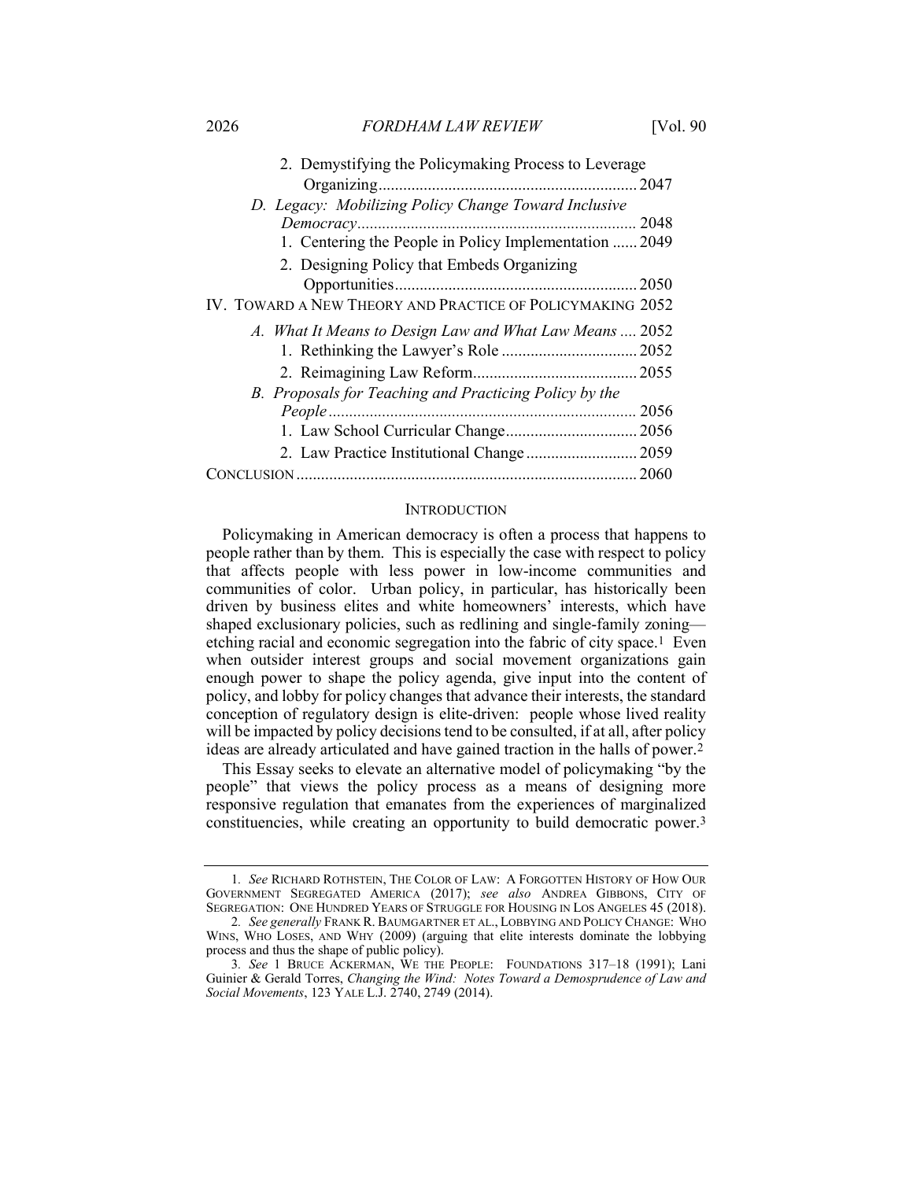2. Demystifying the Policymaking Process to Leverage Organizing ... 2047

*D. Legacy: Mobilizing Policy Change Toward Inclusive Democracy* ... 2048

1. Centering the People in Policy Implementation ... 2049
2. Designing Policy that Embeds Organizing Opportunities ... 2050

IV. TOWARD A NEW THEORY AND PRACTICE OF POLICYMAKING 2052

*A. What It Means to Design Law and What Law Means* ... 2052

1. Rethinking the Lawyer's Role ... 2052
2. Reimagining Law Reform ... 2055

*B. Proposals for Teaching and Practicing Policy by the People* ... 2056

1. Law School Curricular Change ... 2056
2. Law Practice Institutional Change ... 2059

CONCLUSION ... 2060

## INTRODUCTION

Policymaking in American democracy is often a process that happens to people rather than by them. This is especially the case with respect to policy that affects people with less power in low-income communities and communities of color. Urban policy, in particular, has historically been driven by business elites and white homeowners' interests, which have shaped exclusionary policies, such as redlining and single-family zoning—etching racial and economic segregation into the fabric of city space.[1] Even when outsider interest groups and social movement organizations gain enough power to shape the policy agenda, give input into the content of policy, and lobby for policy changes that advance their interests, the standard conception of regulatory design is elite-driven: people whose lived reality will be impacted by policy decisions tend to be consulted, if at all, after policy ideas are already articulated and have gained traction in the halls of power.[2]

This Essay seeks to elevate an alternative model of policymaking "by the people" that views the policy process as a means of designing more responsive regulation that emanates from the experiences of marginalized constituencies, while creating an opportunity to build democratic power.[3]

---

1. *See* RICHARD ROTHSTEIN, THE COLOR OF LAW: A FORGOTTEN HISTORY OF HOW OUR GOVERNMENT SEGREGATED AMERICA (2017); *see also* ANDREA GIBBONS, CITY OF SEGREGATION: ONE HUNDRED YEARS OF STRUGGLE FOR HOUSING IN LOS ANGELES 45 (2018).

2. *See generally* FRANK R. BAUMGARTNER ET AL., LOBBYING AND POLICY CHANGE: WHO WINS, WHO LOSES, AND WHY (2009) (arguing that elite interests dominate the lobbying process and thus the shape of public policy).

3. *See* 1 BRUCE ACKERMAN, WE THE PEOPLE: FOUNDATIONS 317–18 (1991); Lani Guinier & Gerald Torres, *Changing the Wind: Notes Toward a Demosprudence of Law and Social Movements*, 123 YALE L.J. 2740, 2749 (2014).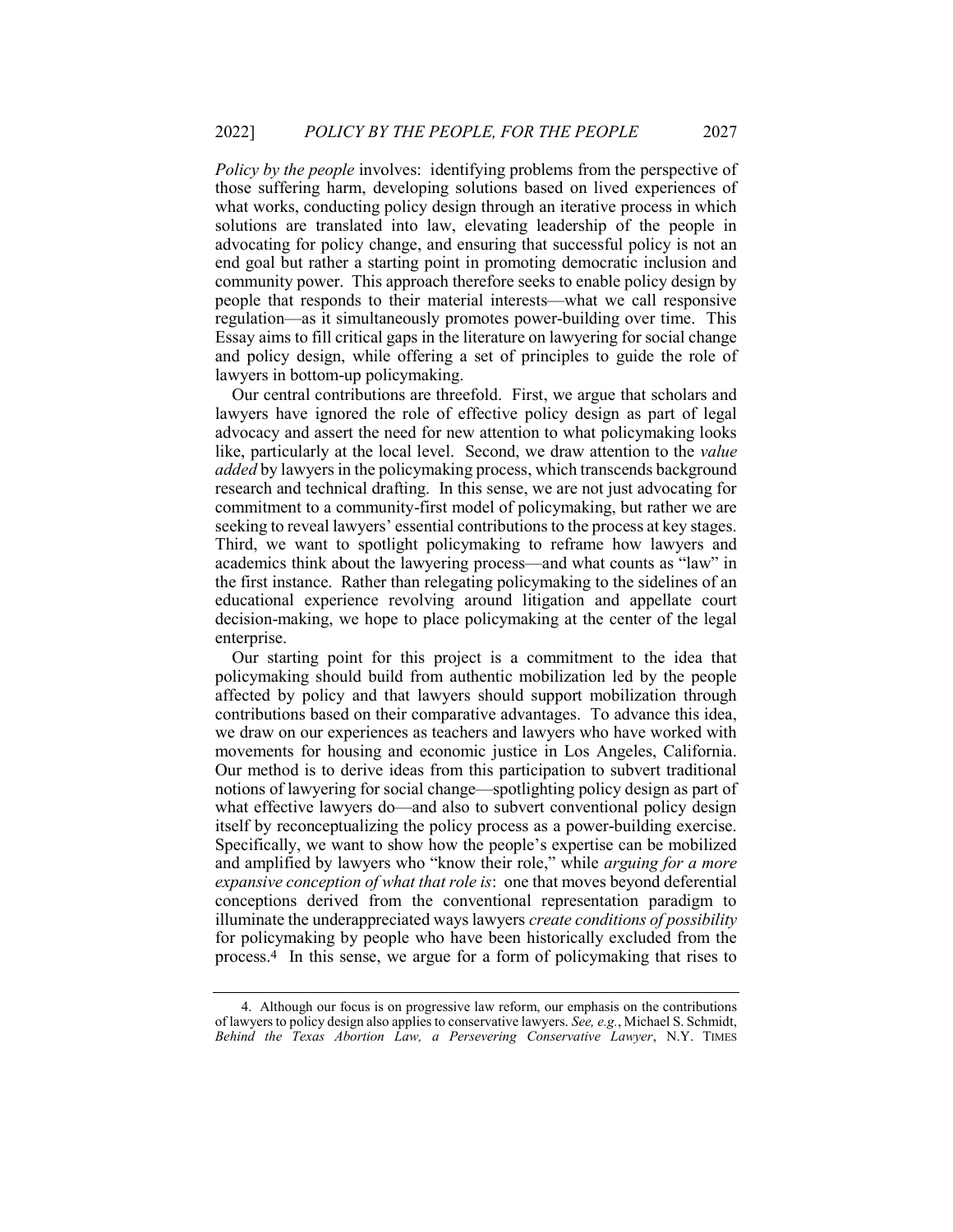*Policy by the people* involves: identifying problems from the perspective of those suffering harm, developing solutions based on lived experiences of what works, conducting policy design through an iterative process in which solutions are translated into law, elevating leadership of the people in advocating for policy change, and ensuring that successful policy is not an end goal but rather a starting point in promoting democratic inclusion and community power. This approach therefore seeks to enable policy design by people that responds to their material interests—what we call responsive regulation—as it simultaneously promotes power-building over time. This Essay aims to fill critical gaps in the literature on lawyering for social change and policy design, while offering a set of principles to guide the role of lawyers in bottom-up policymaking.

Our central contributions are threefold. First, we argue that scholars and lawyers have ignored the role of effective policy design as part of legal advocacy and assert the need for new attention to what policymaking looks like, particularly at the local level. Second, we draw attention to the *value added* by lawyers in the policymaking process, which transcends background research and technical drafting. In this sense, we are not just advocating for commitment to a community-first model of policymaking, but rather we are seeking to reveal lawyers' essential contributions to the process at key stages. Third, we want to spotlight policymaking to reframe how lawyers and academics think about the lawyering process—and what counts as "law" in the first instance. Rather than relegating policymaking to the sidelines of an educational experience revolving around litigation and appellate court decision-making, we hope to place policymaking at the center of the legal enterprise.

Our starting point for this project is a commitment to the idea that policymaking should build from authentic mobilization led by the people affected by policy and that lawyers should support mobilization through contributions based on their comparative advantages. To advance this idea, we draw on our experiences as teachers and lawyers who have worked with movements for housing and economic justice in Los Angeles, California. Our method is to derive ideas from this participation to subvert traditional notions of lawyering for social change—spotlighting policy design as part of what effective lawyers do—and also to subvert conventional policy design itself by reconceptualizing the policy process as a power-building exercise. Specifically, we want to show how the people's expertise can be mobilized and amplified by lawyers who "know their role," while *arguing for a more expansive conception of what that role is*: one that moves beyond deferential conceptions derived from the conventional representation paradigm to illuminate the underappreciated ways lawyers *create conditions of possibility* for policymaking by people who have been historically excluded from the process.[4] In this sense, we argue for a form of policymaking that rises to

4. Although our focus is on progressive law reform, our emphasis on the contributions of lawyers to policy design also applies to conservative lawyers. *See, e.g.*, Michael S. Schmidt, *Behind the Texas Abortion Law, a Persevering Conservative Lawyer*, N.Y. TIMES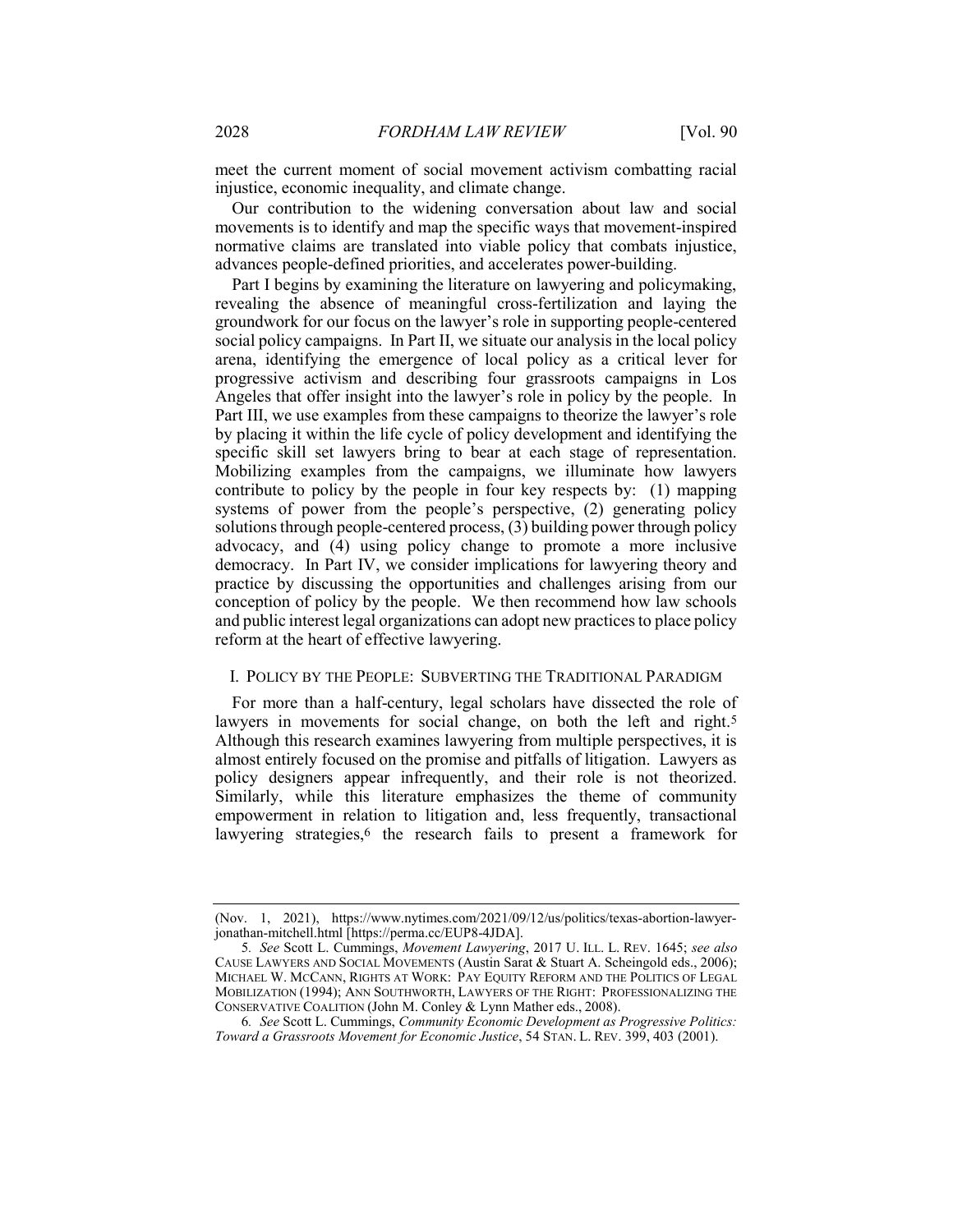meet the current moment of social movement activism combatting racial injustice, economic inequality, and climate change.

Our contribution to the widening conversation about law and social movements is to identify and map the specific ways that movement-inspired normative claims are translated into viable policy that combats injustice, advances people-defined priorities, and accelerates power-building.

Part I begins by examining the literature on lawyering and policymaking, revealing the absence of meaningful cross-fertilization and laying the groundwork for our focus on the lawyer's role in supporting people-centered social policy campaigns. In Part II, we situate our analysis in the local policy arena, identifying the emergence of local policy as a critical lever for progressive activism and describing four grassroots campaigns in Los Angeles that offer insight into the lawyer's role in policy by the people. In Part III, we use examples from these campaigns to theorize the lawyer's role by placing it within the life cycle of policy development and identifying the specific skill set lawyers bring to bear at each stage of representation. Mobilizing examples from the campaigns, we illuminate how lawyers contribute to policy by the people in four key respects by: (1) mapping systems of power from the people's perspective, (2) generating policy solutions through people-centered process, (3) building power through policy advocacy, and (4) using policy change to promote a more inclusive democracy. In Part IV, we consider implications for lawyering theory and practice by discussing the opportunities and challenges arising from our conception of policy by the people. We then recommend how law schools and public interest legal organizations can adopt new practices to place policy reform at the heart of effective lawyering.

## I. POLICY BY THE PEOPLE: SUBVERTING THE TRADITIONAL PARADIGM

For more than a half-century, legal scholars have dissected the role of lawyers in movements for social change, on both the left and right.[5] Although this research examines lawyering from multiple perspectives, it is almost entirely focused on the promise and pitfalls of litigation. Lawyers as policy designers appear infrequently, and their role is not theorized. Similarly, while this literature emphasizes the theme of community empowerment in relation to litigation and, less frequently, transactional lawyering strategies,[6] the research fails to present a framework for

---

(Nov. 1, 2021), https://www.nytimes.com/2021/09/12/us/politics/texas-abortion-lawyer-jonathan-mitchell.html [https://perma.cc/EUP8-4JDA].

5. *See* Scott L. Cummings, *Movement Lawyering*, 2017 U. ILL. L. REV. 1645; *see also* CAUSE LAWYERS AND SOCIAL MOVEMENTS (Austin Sarat & Stuart A. Scheingold eds., 2006); MICHAEL W. MCCANN, RIGHTS AT WORK: PAY EQUITY REFORM AND THE POLITICS OF LEGAL MOBILIZATION (1994); ANN SOUTHWORTH, LAWYERS OF THE RIGHT: PROFESSIONALIZING THE CONSERVATIVE COALITION (John M. Conley & Lynn Mather eds., 2008).

6. *See* Scott L. Cummings, *Community Economic Development as Progressive Politics: Toward a Grassroots Movement for Economic Justice*, 54 STAN. L. REV. 399, 403 (2001).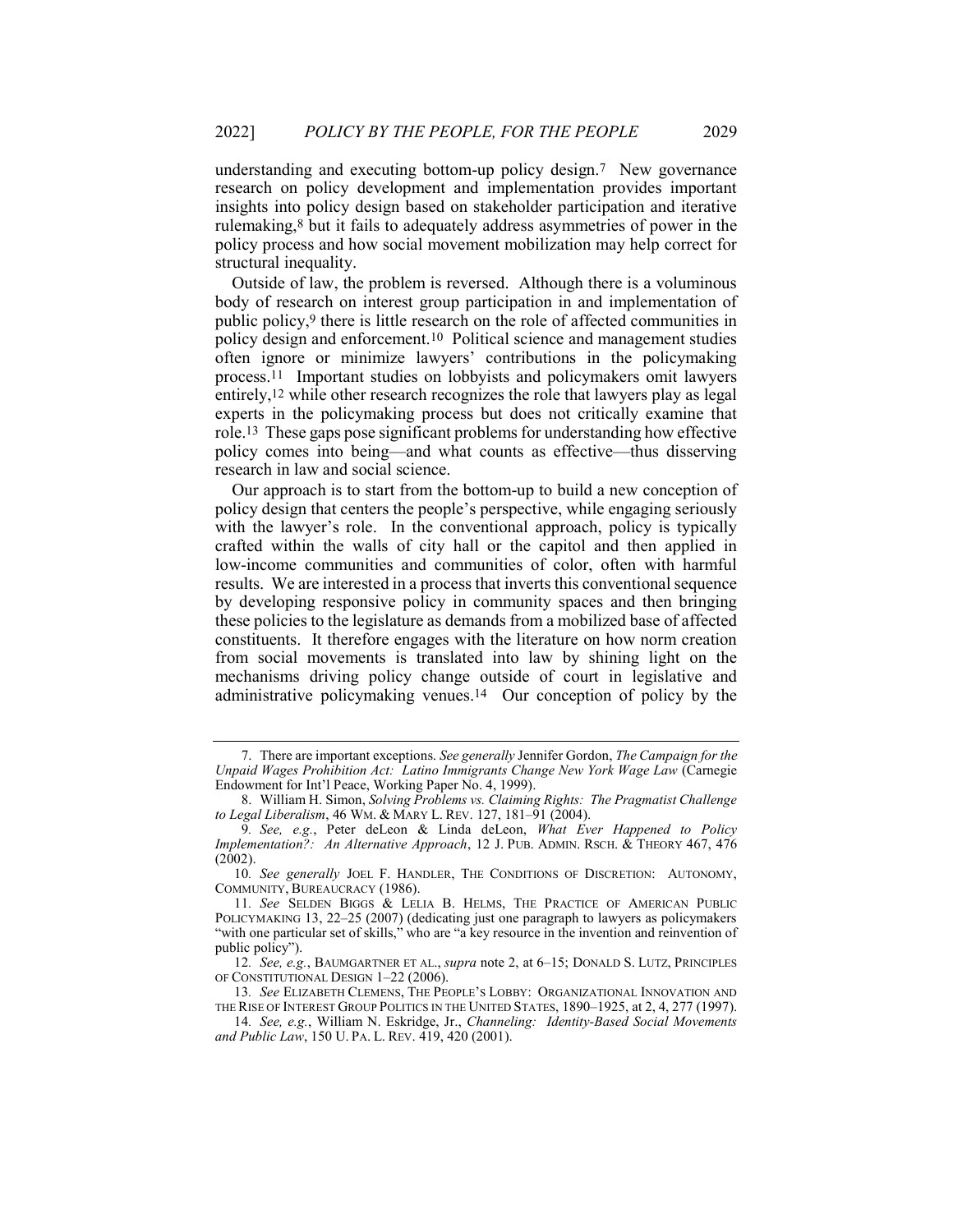understanding and executing bottom-up policy design.[7] New governance research on policy development and implementation provides important insights into policy design based on stakeholder participation and iterative rulemaking,[8] but it fails to adequately address asymmetries of power in the policy process and how social movement mobilization may help correct for structural inequality.

Outside of law, the problem is reversed. Although there is a voluminous body of research on interest group participation in and implementation of public policy,[9] there is little research on the role of affected communities in policy design and enforcement.[10] Political science and management studies often ignore or minimize lawyers' contributions in the policymaking process.[11] Important studies on lobbyists and policymakers omit lawyers entirely,[12] while other research recognizes the role that lawyers play as legal experts in the policymaking process but does not critically examine that role.[13] These gaps pose significant problems for understanding how effective policy comes into being—and what counts as effective—thus disserving research in law and social science.

Our approach is to start from the bottom-up to build a new conception of policy design that centers the people's perspective, while engaging seriously with the lawyer's role. In the conventional approach, policy is typically crafted within the walls of city hall or the capitol and then applied in low-income communities and communities of color, often with harmful results. We are interested in a process that inverts this conventional sequence by developing responsive policy in community spaces and then bringing these policies to the legislature as demands from a mobilized base of affected constituents. It therefore engages with the literature on how norm creation from social movements is translated into law by shining light on the mechanisms driving policy change outside of court in legislative and administrative policymaking venues.[14] Our conception of policy by the

---

7. There are important exceptions. *See generally* Jennifer Gordon, *The Campaign for the Unpaid Wages Prohibition Act: Latino Immigrants Change New York Wage Law* (Carnegie Endowment for Int'l Peace, Working Paper No. 4, 1999).

8. William H. Simon, *Solving Problems vs. Claiming Rights: The Pragmatist Challenge to Legal Liberalism*, 46 WM. & MARY L. REV. 127, 181–91 (2004).

9. *See, e.g.*, Peter deLeon & Linda deLeon, *What Ever Happened to Policy Implementation?: An Alternative Approach*, 12 J. PUB. ADMIN. RSCH. & THEORY 467, 476 (2002).

10. *See generally* JOEL F. HANDLER, THE CONDITIONS OF DISCRETION: AUTONOMY, COMMUNITY, BUREAUCRACY (1986).

11. *See* SELDEN BIGGS & LELIA B. HELMS, THE PRACTICE OF AMERICAN PUBLIC POLICYMAKING 13, 22–25 (2007) (dedicating just one paragraph to lawyers as policymakers "with one particular set of skills," who are "a key resource in the invention and reinvention of public policy").

12. *See, e.g.*, BAUMGARTNER ET AL., *supra* note 2, at 6–15; DONALD S. LUTZ, PRINCIPLES OF CONSTITUTIONAL DESIGN 1–22 (2006).

13. *See* ELIZABETH CLEMENS, THE PEOPLE'S LOBBY: ORGANIZATIONAL INNOVATION AND THE RISE OF INTEREST GROUP POLITICS IN THE UNITED STATES, 1890–1925, at 2, 4, 277 (1997).

14. *See, e.g.*, William N. Eskridge, Jr., *Channeling: Identity-Based Social Movements and Public Law*, 150 U. PA. L. REV. 419, 420 (2001).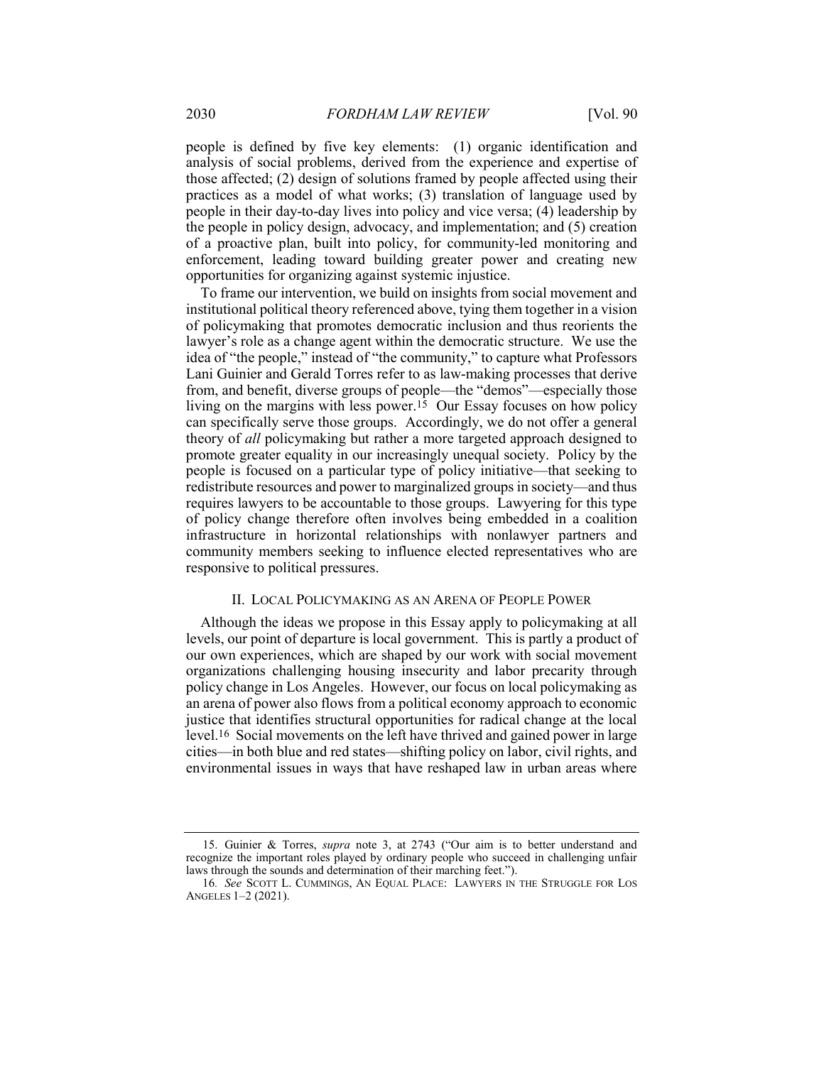people is defined by five key elements: (1) organic identification and analysis of social problems, derived from the experience and expertise of those affected; (2) design of solutions framed by people affected using their practices as a model of what works; (3) translation of language used by people in their day-to-day lives into policy and vice versa; (4) leadership by the people in policy design, advocacy, and implementation; and (5) creation of a proactive plan, built into policy, for community-led monitoring and enforcement, leading toward building greater power and creating new opportunities for organizing against systemic injustice.

To frame our intervention, we build on insights from social movement and institutional political theory referenced above, tying them together in a vision of policymaking that promotes democratic inclusion and thus reorients the lawyer's role as a change agent within the democratic structure. We use the idea of "the people," instead of "the community," to capture what Professors Lani Guinier and Gerald Torres refer to as law-making processes that derive from, and benefit, diverse groups of people—the "demos"—especially those living on the margins with less power.[15] Our Essay focuses on how policy can specifically serve those groups. Accordingly, we do not offer a general theory of *all* policymaking but rather a more targeted approach designed to promote greater equality in our increasingly unequal society. Policy by the people is focused on a particular type of policy initiative—that seeking to redistribute resources and power to marginalized groups in society—and thus requires lawyers to be accountable to those groups. Lawyering for this type of policy change therefore often involves being embedded in a coalition infrastructure in horizontal relationships with nonlawyer partners and community members seeking to influence elected representatives who are responsive to political pressures.

## II. LOCAL POLICYMAKING AS AN ARENA OF PEOPLE POWER

Although the ideas we propose in this Essay apply to policymaking at all levels, our point of departure is local government. This is partly a product of our own experiences, which are shaped by our work with social movement organizations challenging housing insecurity and labor precarity through policy change in Los Angeles. However, our focus on local policymaking as an arena of power also flows from a political economy approach to economic justice that identifies structural opportunities for radical change at the local level.[16] Social movements on the left have thrived and gained power in large cities—in both blue and red states—shifting policy on labor, civil rights, and environmental issues in ways that have reshaped law in urban areas where

---

15. Guinier & Torres, *supra* note 3, at 2743 ("Our aim is to better understand and recognize the important roles played by ordinary people who succeed in challenging unfair laws through the sounds and determination of their marching feet.").

16. *See* SCOTT L. CUMMINGS, AN EQUAL PLACE: LAWYERS IN THE STRUGGLE FOR LOS ANGELES 1–2 (2021).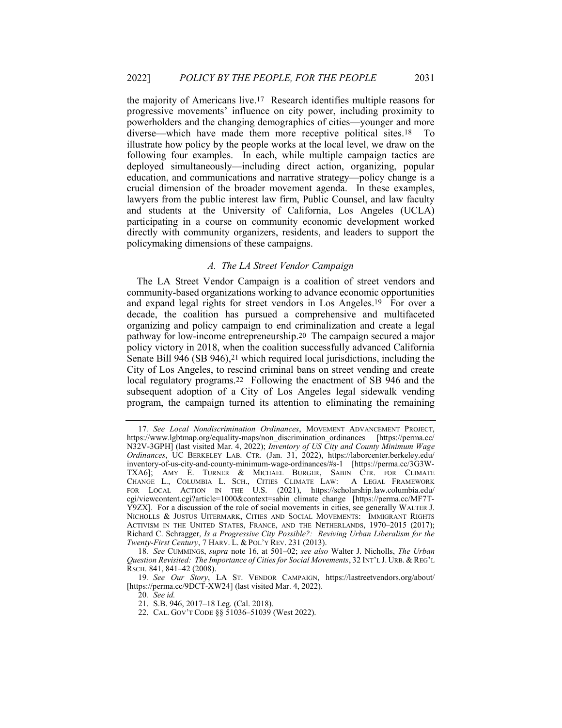the majority of Americans live.[17] Research identifies multiple reasons for progressive movements' influence on city power, including proximity to powerholders and the changing demographics of cities—younger and more diverse—which have made them more receptive political sites.[18] To illustrate how policy by the people works at the local level, we draw on the following four examples. In each, while multiple campaign tactics are deployed simultaneously—including direct action, organizing, popular education, and communications and narrative strategy—policy change is a crucial dimension of the broader movement agenda. In these examples, lawyers from the public interest law firm, Public Counsel, and law faculty and students at the University of California, Los Angeles (UCLA) participating in a course on community economic development worked directly with community organizers, residents, and leaders to support the policymaking dimensions of these campaigns.

### *A. The LA Street Vendor Campaign*

The LA Street Vendor Campaign is a coalition of street vendors and community-based organizations working to advance economic opportunities and expand legal rights for street vendors in Los Angeles.[19] For over a decade, the coalition has pursued a comprehensive and multifaceted organizing and policy campaign to end criminalization and create a legal pathway for low-income entrepreneurship.[20] The campaign secured a major policy victory in 2018, when the coalition successfully advanced California Senate Bill 946 (SB 946),[21] which required local jurisdictions, including the City of Los Angeles, to rescind criminal bans on street vending and create local regulatory programs.[22] Following the enactment of SB 946 and the subsequent adoption of a City of Los Angeles legal sidewalk vending program, the campaign turned its attention to eliminating the remaining

---

17. *See Local Nondiscrimination Ordinances*, MOVEMENT ADVANCEMENT PROJECT, https://www.lgbtmap.org/equality-maps/non_discrimination_ordinances [https://perma.cc/N32V-3GPH] (last visited Mar. 4, 2022); *Inventory of US City and County Minimum Wage Ordinances*, UC BERKELEY LAB. CTR. (Jan. 31, 2022), https://laborcenter.berkeley.edu/inventory-of-us-city-and-county-minimum-wage-ordinances/#s-1 [https://perma.cc/3G3W-TXA6]; AMY E. TURNER & MICHAEL BURGER, SABIN CTR. FOR CLIMATE CHANGE L., COLUMBIA L. SCH., CITIES CLIMATE LAW: A LEGAL FRAMEWORK FOR LOCAL ACTION IN THE U.S. (2021), https://scholarship.law.columbia.edu/cgi/viewcontent.cgi?article=1000&context=sabin_climate_change [https://perma.cc/MF7T-Y9ZX]. For a discussion of the role of social movements in cities, see generally WALTER J. NICHOLLS & JUSTUS UITERMARK, CITIES AND SOCIAL MOVEMENTS: IMMIGRANT RIGHTS ACTIVISM IN THE UNITED STATES, FRANCE, AND THE NETHERLANDS, 1970–2015 (2017); Richard C. Schragger, *Is a Progressive City Possible?: Reviving Urban Liberalism for the Twenty-First Century*, 7 HARV. L. & POL'Y REV. 231 (2013).

18. *See* CUMMINGS, *supra* note 16, at 501–02; *see also* Walter J. Nicholls, *The Urban Question Revisited: The Importance of Cities for Social Movements*, 32 INT'L J. URB. & REG'L RSCH. 841, 841–42 (2008).

19. *See Our Story*, LA ST. VENDOR CAMPAIGN, https://lastreetvendors.org/about/ [https://perma.cc/9DCT-XW24] (last visited Mar. 4, 2022).

20. *See id.*

21. S.B. 946, 2017–18 Leg. (Cal. 2018).

22. CAL. GOV'T CODE §§ 51036–51039 (West 2022).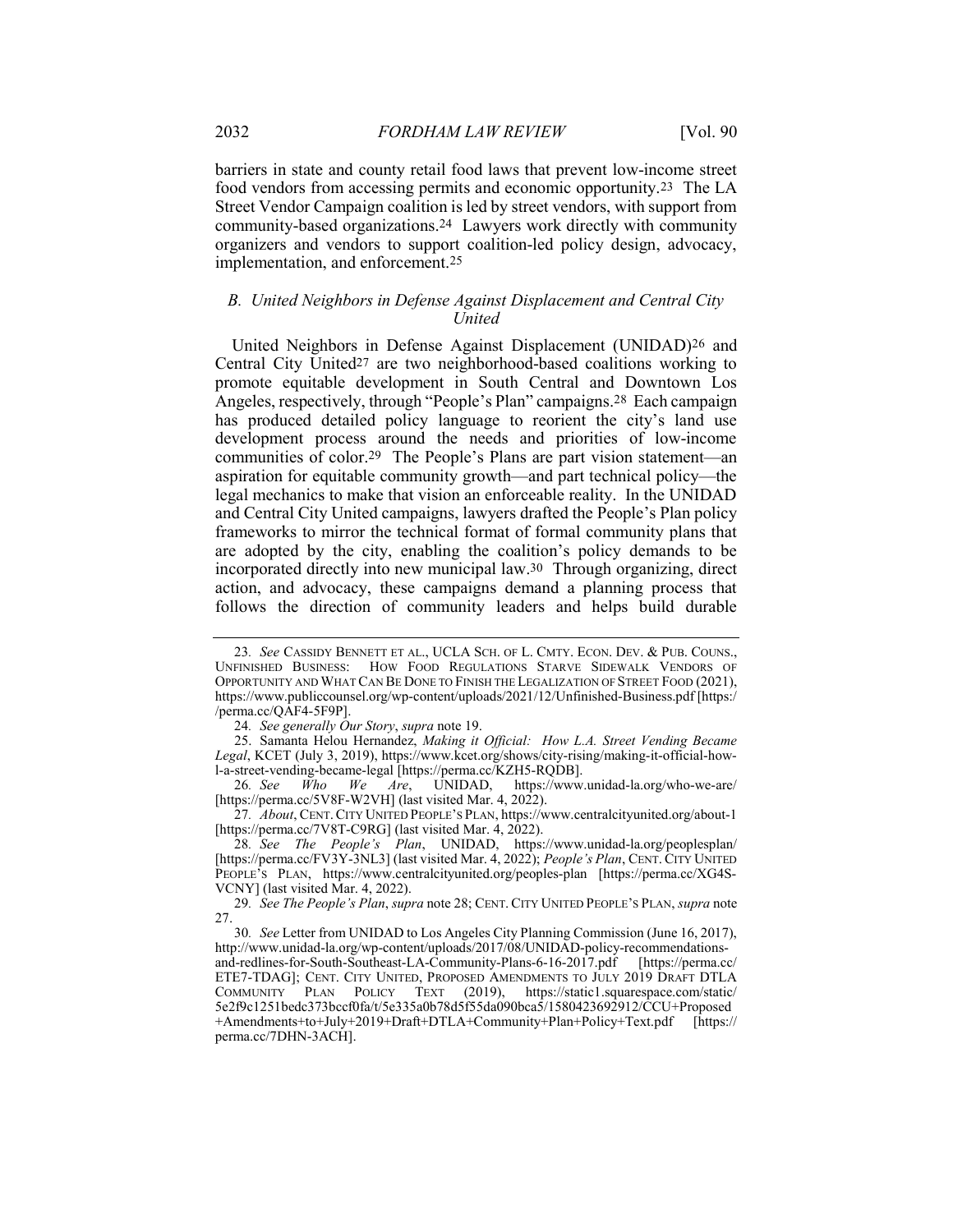barriers in state and county retail food laws that prevent low-income street food vendors from accessing permits and economic opportunity.[23] The LA Street Vendor Campaign coalition is led by street vendors, with support from community-based organizations.[24] Lawyers work directly with community organizers and vendors to support coalition-led policy design, advocacy, implementation, and enforcement.[25]

### *B. United Neighbors in Defense Against Displacement and Central City United*

United Neighbors in Defense Against Displacement (UNIDAD)[26] and Central City United[27] are two neighborhood-based coalitions working to promote equitable development in South Central and Downtown Los Angeles, respectively, through "People's Plan" campaigns.[28] Each campaign has produced detailed policy language to reorient the city's land use development process around the needs and priorities of low-income communities of color.[29] The People's Plans are part vision statement—an aspiration for equitable community growth—and part technical policy—the legal mechanics to make that vision an enforceable reality. In the UNIDAD and Central City United campaigns, lawyers drafted the People's Plan policy frameworks to mirror the technical format of formal community plans that are adopted by the city, enabling the coalition's policy demands to be incorporated directly into new municipal law.[30] Through organizing, direct action, and advocacy, these campaigns demand a planning process that follows the direction of community leaders and helps build durable

---

23. *See* CASSIDY BENNETT ET AL., UCLA SCH. OF L. CMTY. ECON. DEV. & PUB. COUNS., UNFINISHED BUSINESS: HOW FOOD REGULATIONS STARVE SIDEWALK VENDORS OF OPPORTUNITY AND WHAT CAN BE DONE TO FINISH THE LEGALIZATION OF STREET FOOD (2021), https://www.publiccounsel.org/wp-content/uploads/2021/12/Unfinished-Business.pdf [https://perma.cc/QAF4-5F9P].

24. *See generally Our Story*, *supra* note 19.

25. Samanta Helou Hernandez, *Making it Official: How L.A. Street Vending Became Legal*, KCET (July 3, 2019), https://www.kcet.org/shows/city-rising/making-it-official-how-l-a-street-vending-became-legal [https://perma.cc/KZH5-RQDB].

26. *See Who We Are*, UNIDAD, https://www.unidad-la.org/who-we-are/ [https://perma.cc/5V8F-W2VH] (last visited Mar. 4, 2022).

27. *About*, CENT. CITY UNITED PEOPLE'S PLAN, https://www.centralcityunited.org/about-1 [https://perma.cc/7V8T-C9RG] (last visited Mar. 4, 2022).

28. *See The People's Plan*, UNIDAD, https://www.unidad-la.org/peoplesplan/ [https://perma.cc/FV3Y-3NL3] (last visited Mar. 4, 2022); *People's Plan*, CENT. CITY UNITED PEOPLE'S PLAN, https://www.centralcityunited.org/peoples-plan [https://perma.cc/XG4S-VCNY] (last visited Mar. 4, 2022).

29. *See The People's Plan*, *supra* note 28; CENT. CITY UNITED PEOPLE'S PLAN, *supra* note 27.

30. *See* Letter from UNIDAD to Los Angeles City Planning Commission (June 16, 2017), http://www.unidad-la.org/wp-content/uploads/2017/08/UNIDAD-policy-recommendations-and-redlines-for-South-Southeast-LA-Community-Plans-6-16-2017.pdf [https://perma.cc/ETE7-TDAG]; CENT. CITY UNITED, PROPOSED AMENDMENTS TO JULY 2019 DRAFT DTLA COMMUNITY PLAN POLICY TEXT (2019), https://static1.squarespace.com/static/5e2f9c1251bedc373bccf0fa/t/5e335a0b78d5f55da090bca5/1580423692912/CCU+Proposed+Amendments+to+July+2019+Draft+DTLA+Community+Plan+Policy+Text.pdf [https://perma.cc/7DHN-3ACH].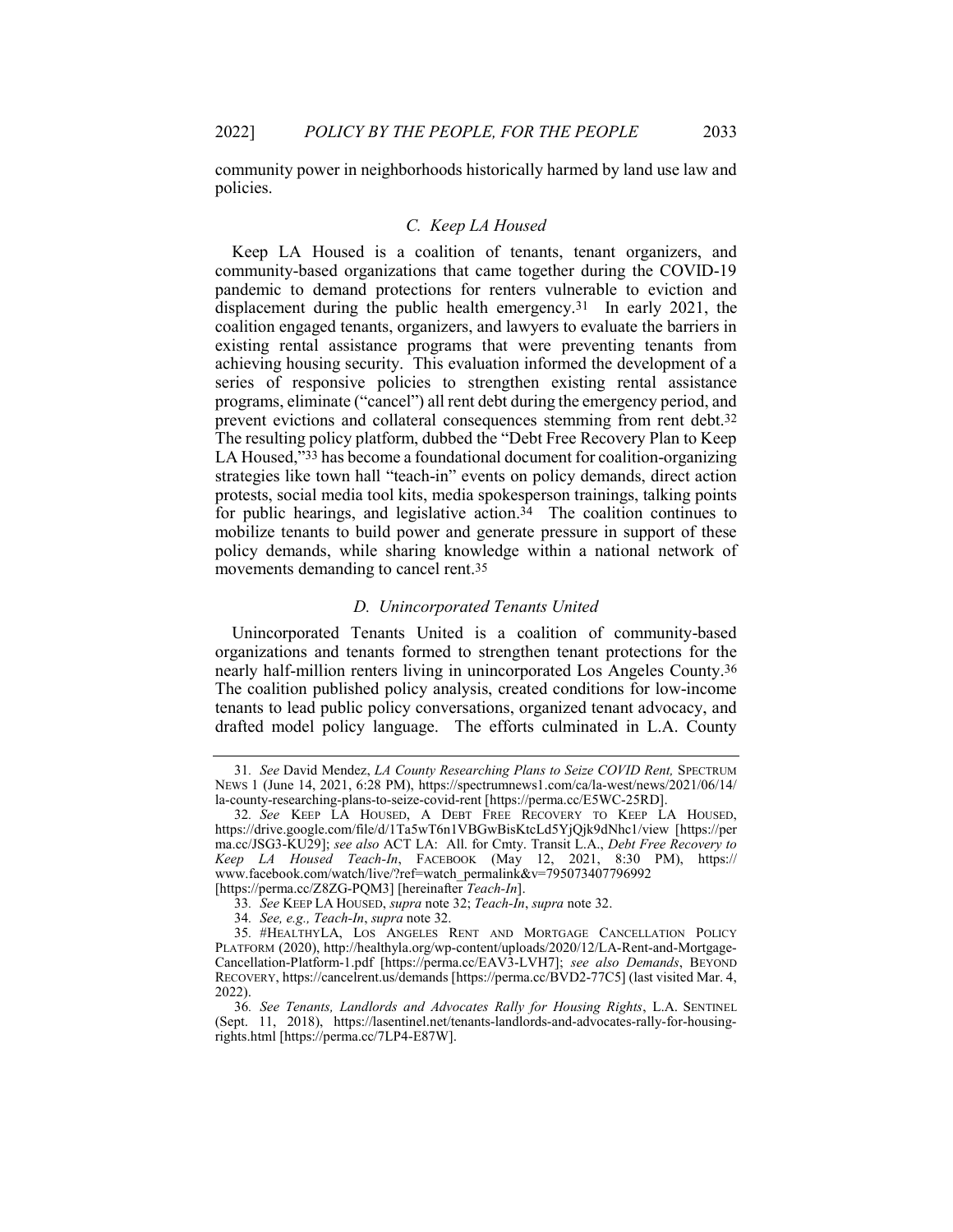community power in neighborhoods historically harmed by land use law and policies.

### *C. Keep LA Housed*

Keep LA Housed is a coalition of tenants, tenant organizers, and community-based organizations that came together during the COVID-19 pandemic to demand protections for renters vulnerable to eviction and displacement during the public health emergency.[31] In early 2021, the coalition engaged tenants, organizers, and lawyers to evaluate the barriers in existing rental assistance programs that were preventing tenants from achieving housing security. This evaluation informed the development of a series of responsive policies to strengthen existing rental assistance programs, eliminate ("cancel") all rent debt during the emergency period, and prevent evictions and collateral consequences stemming from rent debt.[32] The resulting policy platform, dubbed the "Debt Free Recovery Plan to Keep LA Housed,"[33] has become a foundational document for coalition-organizing strategies like town hall "teach-in" events on policy demands, direct action protests, social media tool kits, media spokesperson trainings, talking points for public hearings, and legislative action.[34] The coalition continues to mobilize tenants to build power and generate pressure in support of these policy demands, while sharing knowledge within a national network of movements demanding to cancel rent.[35]

### *D. Unincorporated Tenants United*

Unincorporated Tenants United is a coalition of community-based organizations and tenants formed to strengthen tenant protections for the nearly half-million renters living in unincorporated Los Angeles County.[36] The coalition published policy analysis, created conditions for low-income tenants to lead public policy conversations, organized tenant advocacy, and drafted model policy language. The efforts culminated in L.A. County

---

31. *See* David Mendez, *LA County Researching Plans to Seize COVID Rent,* SPECTRUM NEWS 1 (June 14, 2021, 6:28 PM), https://spectrumnews1.com/ca/la-west/news/2021/06/14/la-county-researching-plans-to-seize-covid-rent [https://perma.cc/E5WC-25RD].

32. *See* KEEP LA HOUSED, A DEBT FREE RECOVERY TO KEEP LA HOUSED, https://drive.google.com/file/d/1Ta5wT6n1VBGwBisKtcLd5YjQjk9dNhc1/view [https://perma.cc/JSG3-KU29]; *see also* ACT LA: All. for Cmty. Transit L.A., *Debt Free Recovery to Keep LA Housed Teach-In*, FACEBOOK (May 12, 2021, 8:30 PM), https://www.facebook.com/watch/live/?ref=watch_permalink&v=795073407796992 [https://perma.cc/Z8ZG-PQM3] [hereinafter *Teach-In*].

33. *See* KEEP LA HOUSED, *supra* note 32; *Teach-In*, *supra* note 32.

34. *See, e.g., Teach-In*, *supra* note 32.

35. #HEALTHYLA, LOS ANGELES RENT AND MORTGAGE CANCELLATION POLICY PLATFORM (2020), http://healthyla.org/wp-content/uploads/2020/12/LA-Rent-and-Mortgage-Cancellation-Platform-1.pdf [https://perma.cc/EAV3-LVH7]; *see also Demands*, BEYOND RECOVERY, https://cancelrent.us/demands [https://perma.cc/BVD2-77C5] (last visited Mar. 4, 2022).

36. *See Tenants, Landlords and Advocates Rally for Housing Rights*, L.A. SENTINEL (Sept. 11, 2018), https://lasentinel.net/tenants-landlords-and-advocates-rally-for-housing-rights.html [https://perma.cc/7LP4-E87W].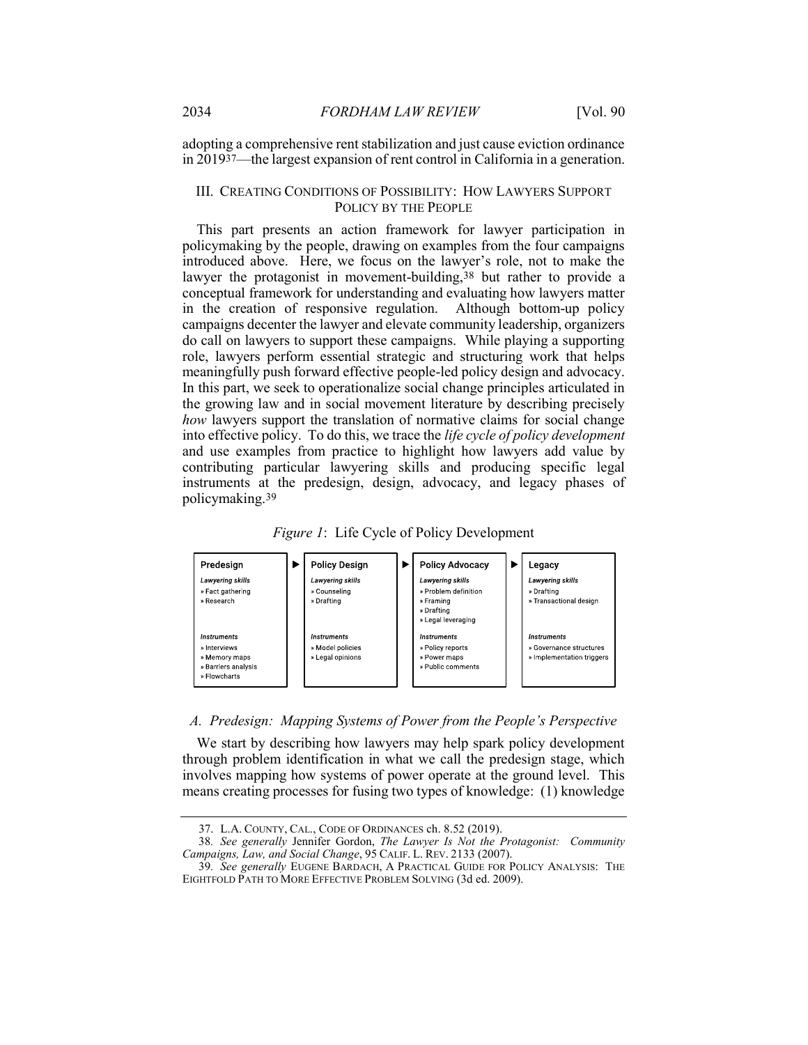adopting a comprehensive rent stabilization and just cause eviction ordinance in 2019[37]—the largest expansion of rent control in California in a generation.

## III. Creating Conditions of Possibility: How Lawyers Support Policy by the People

This part presents an action framework for lawyer participation in policymaking by the people, drawing on examples from the four campaigns introduced above. Here, we focus on the lawyer's role, not to make the lawyer the protagonist in movement-building,[38] but rather to provide a conceptual framework for understanding and evaluating how lawyers matter in the creation of responsive regulation. Although bottom-up policy campaigns decenter the lawyer and elevate community leadership, organizers do call on lawyers to support these campaigns. While playing a supporting role, lawyers perform essential strategic and structuring work that helps meaningfully push forward effective people-led policy design and advocacy. In this part, we seek to operationalize social change principles articulated in the growing law and in social movement literature by describing precisely *how* lawyers support the translation of normative claims for social change into effective policy. To do this, we trace the *life cycle of policy development* and use examples from practice to highlight how lawyers add value by contributing particular lawyering skills and producing specific legal instruments at the predesign, design, advocacy, and legacy phases of policymaking.[39]

*Figure 1*: Life Cycle of Policy Development

| Predesign | Policy Design | Policy Advocacy | Legacy |
|---|---|---|---|
| *Lawyering skills* | *Lawyering skills* | *Lawyering skills* | *Lawyering skills* |
| » Fact gathering<br>» Research | » Counseling<br>» Drafting | » Problem definition<br>» Framing<br>» Drafting<br>» Legal leveraging | » Drafting<br>» Transactional design |
| *Instruments* | *Instruments* | *Instruments* | *Instruments* |
| » Interviews<br>» Memory maps<br>» Barriers analysis<br>» Flowcharts | » Model policies<br>» Legal opinions | » Policy reports<br>» Power maps<br>» Public comments | » Governance structures<br>» Implementation triggers |

### A. Predesign: Mapping Systems of Power from the People's Perspective

We start by describing how lawyers may help spark policy development through problem identification in what we call the predesign stage, which involves mapping how systems of power operate at the ground level. This means creating processes for fusing two types of knowledge: (1) knowledge

---

37. L.A. County, Cal., Code of Ordinances ch. 8.52 (2019).

38. *See generally* Jennifer Gordon, *The Lawyer Is Not the Protagonist: Community Campaigns, Law, and Social Change*, 95 Calif. L. Rev. 2133 (2007).

39. *See generally* Eugene Bardach, A Practical Guide for Policy Analysis: The Eightfold Path to More Effective Problem Solving (3d ed. 2009).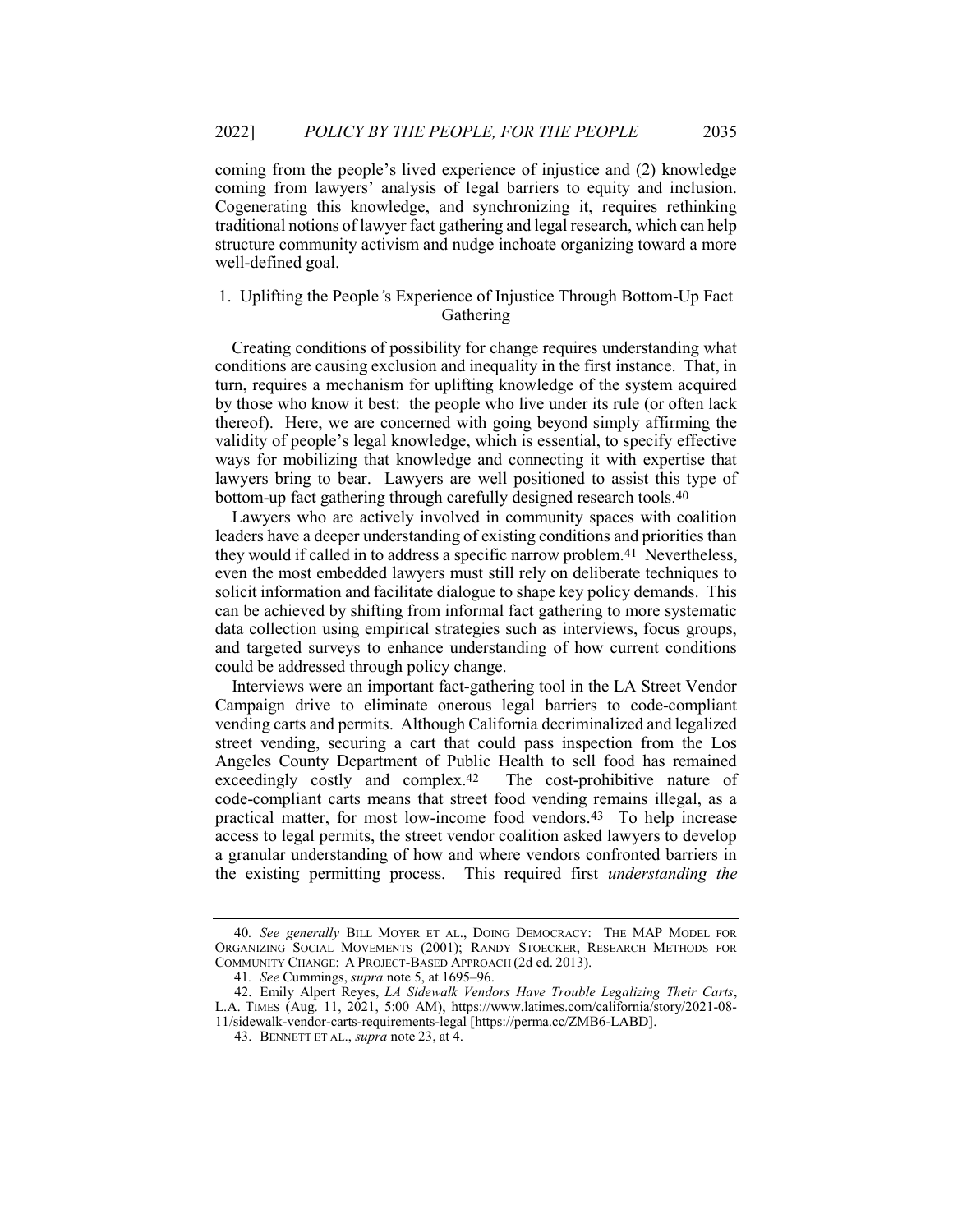coming from the people's lived experience of injustice and (2) knowledge coming from lawyers' analysis of legal barriers to equity and inclusion. Cogenerating this knowledge, and synchronizing it, requires rethinking traditional notions of lawyer fact gathering and legal research, which can help structure community activism and nudge inchoate organizing toward a more well-defined goal.

### 1. Uplifting the People's Experience of Injustice Through Bottom-Up Fact Gathering

Creating conditions of possibility for change requires understanding what conditions are causing exclusion and inequality in the first instance. That, in turn, requires a mechanism for uplifting knowledge of the system acquired by those who know it best: the people who live under its rule (or often lack thereof). Here, we are concerned with going beyond simply affirming the validity of people's legal knowledge, which is essential, to specify effective ways for mobilizing that knowledge and connecting it with expertise that lawyers bring to bear. Lawyers are well positioned to assist this type of bottom-up fact gathering through carefully designed research tools.[40]

Lawyers who are actively involved in community spaces with coalition leaders have a deeper understanding of existing conditions and priorities than they would if called in to address a specific narrow problem.[41] Nevertheless, even the most embedded lawyers must still rely on deliberate techniques to solicit information and facilitate dialogue to shape key policy demands. This can be achieved by shifting from informal fact gathering to more systematic data collection using empirical strategies such as interviews, focus groups, and targeted surveys to enhance understanding of how current conditions could be addressed through policy change.

Interviews were an important fact-gathering tool in the LA Street Vendor Campaign drive to eliminate onerous legal barriers to code-compliant vending carts and permits. Although California decriminalized and legalized street vending, securing a cart that could pass inspection from the Los Angeles County Department of Public Health to sell food has remained exceedingly costly and complex.[42] The cost-prohibitive nature of code-compliant carts means that street food vending remains illegal, as a practical matter, for most low-income food vendors.[43] To help increase access to legal permits, the street vendor coalition asked lawyers to develop a granular understanding of how and where vendors confronted barriers in the existing permitting process. This required first *understanding the*

---

40. *See generally* BILL MOYER ET AL., DOING DEMOCRACY: THE MAP MODEL FOR ORGANIZING SOCIAL MOVEMENTS (2001); RANDY STOECKER, RESEARCH METHODS FOR COMMUNITY CHANGE: A PROJECT-BASED APPROACH (2d ed. 2013).

41. *See* Cummings, *supra* note 5, at 1695–96.

42. Emily Alpert Reyes, *LA Sidewalk Vendors Have Trouble Legalizing Their Carts*, L.A. TIMES (Aug. 11, 2021, 5:00 AM), https://www.latimes.com/california/story/2021-08-11/sidewalk-vendor-carts-requirements-legal [https://perma.cc/ZMB6-LABD].

43. BENNETT ET AL., *supra* note 23, at 4.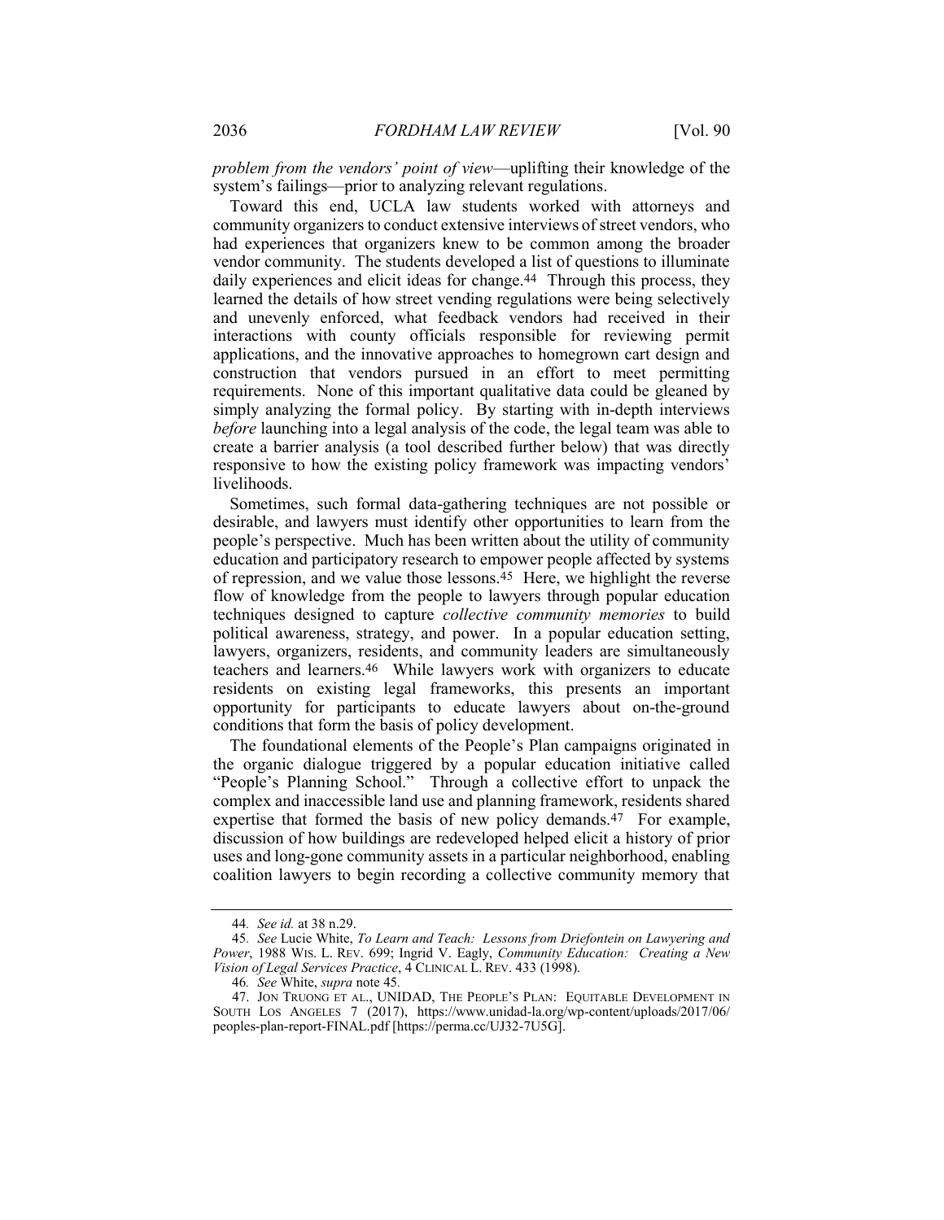*problem from the vendors' point of view*—uplifting their knowledge of the system's failings—prior to analyzing relevant regulations.

Toward this end, UCLA law students worked with attorneys and community organizers to conduct extensive interviews of street vendors, who had experiences that organizers knew to be common among the broader vendor community. The students developed a list of questions to illuminate daily experiences and elicit ideas for change.[44] Through this process, they learned the details of how street vending regulations were being selectively and unevenly enforced, what feedback vendors had received in their interactions with county officials responsible for reviewing permit applications, and the innovative approaches to homegrown cart design and construction that vendors pursued in an effort to meet permitting requirements. None of this important qualitative data could be gleaned by simply analyzing the formal policy. By starting with in-depth interviews *before* launching into a legal analysis of the code, the legal team was able to create a barrier analysis (a tool described further below) that was directly responsive to how the existing policy framework was impacting vendors' livelihoods.

Sometimes, such formal data-gathering techniques are not possible or desirable, and lawyers must identify other opportunities to learn from the people's perspective. Much has been written about the utility of community education and participatory research to empower people affected by systems of repression, and we value those lessons.[45] Here, we highlight the reverse flow of knowledge from the people to lawyers through popular education techniques designed to capture *collective community memories* to build political awareness, strategy, and power. In a popular education setting, lawyers, organizers, residents, and community leaders are simultaneously teachers and learners.[46] While lawyers work with organizers to educate residents on existing legal frameworks, this presents an important opportunity for participants to educate lawyers about on-the-ground conditions that form the basis of policy development.

The foundational elements of the People's Plan campaigns originated in the organic dialogue triggered by a popular education initiative called "People's Planning School." Through a collective effort to unpack the complex and inaccessible land use and planning framework, residents shared expertise that formed the basis of new policy demands.[47] For example, discussion of how buildings are redeveloped helped elicit a history of prior uses and long-gone community assets in a particular neighborhood, enabling coalition lawyers to begin recording a collective community memory that

---

44. *See id.* at 38 n.29.

45. *See* Lucie White, *To Learn and Teach: Lessons from Driefontein on Lawyering and Power*, 1988 WIS. L. REV. 699; Ingrid V. Eagly, *Community Education: Creating a New Vision of Legal Services Practice*, 4 CLINICAL L. REV. 433 (1998).

46. *See* White, *supra* note 45.

47. JON TRUONG ET AL., UNIDAD, THE PEOPLE'S PLAN: EQUITABLE DEVELOPMENT IN SOUTH LOS ANGELES 7 (2017), https://www.unidad-la.org/wp-content/uploads/2017/06/peoples-plan-report-FINAL.pdf [https://perma.cc/UJ32-7U5G].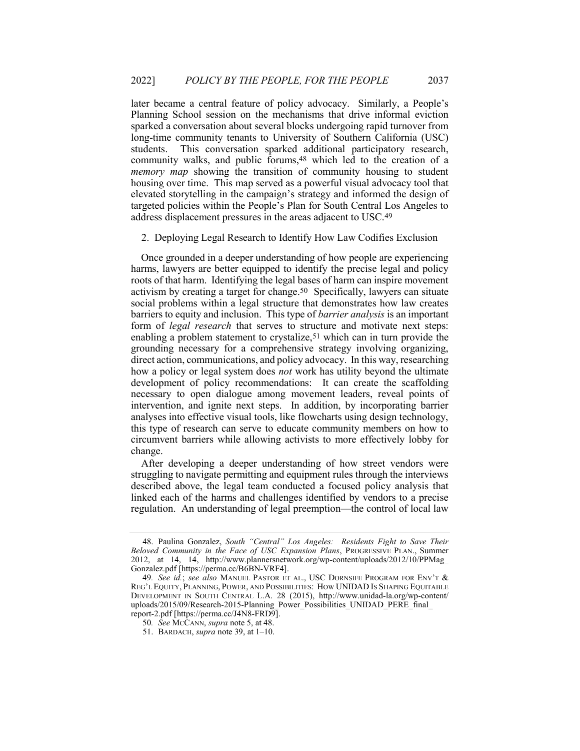later became a central feature of policy advocacy. Similarly, a People's Planning School session on the mechanisms that drive informal eviction sparked a conversation about several blocks undergoing rapid turnover from long-time community tenants to University of Southern California (USC) students. This conversation sparked additional participatory research, community walks, and public forums,[48] which led to the creation of a *memory map* showing the transition of community housing to student housing over time. This map served as a powerful visual advocacy tool that elevated storytelling in the campaign's strategy and informed the design of targeted policies within the People's Plan for South Central Los Angeles to address displacement pressures in the areas adjacent to USC.[49]

### 2. Deploying Legal Research to Identify How Law Codifies Exclusion

Once grounded in a deeper understanding of how people are experiencing harms, lawyers are better equipped to identify the precise legal and policy roots of that harm. Identifying the legal bases of harm can inspire movement activism by creating a target for change.[50] Specifically, lawyers can situate social problems within a legal structure that demonstrates how law creates barriers to equity and inclusion. This type of *barrier analysis* is an important form of *legal research* that serves to structure and motivate next steps: enabling a problem statement to crystalize,[51] which can in turn provide the grounding necessary for a comprehensive strategy involving organizing, direct action, communications, and policy advocacy. In this way, researching how a policy or legal system does *not* work has utility beyond the ultimate development of policy recommendations: It can create the scaffolding necessary to open dialogue among movement leaders, reveal points of intervention, and ignite next steps. In addition, by incorporating barrier analyses into effective visual tools, like flowcharts using design technology, this type of research can serve to educate community members on how to circumvent barriers while allowing activists to more effectively lobby for change.

After developing a deeper understanding of how street vendors were struggling to navigate permitting and equipment rules through the interviews described above, the legal team conducted a focused policy analysis that linked each of the harms and challenges identified by vendors to a precise regulation. An understanding of legal preemption—the control of local law

---

48. Paulina Gonzalez, *South "Central" Los Angeles: Residents Fight to Save Their Beloved Community in the Face of USC Expansion Plans*, PROGRESSIVE PLAN., Summer 2012, at 14, 14, http://www.plannersnetwork.org/wp-content/uploads/2012/10/PPMag_Gonzalez.pdf [https://perma.cc/B6BN-VRF4].

49. *See id.*; *see also* MANUEL PASTOR ET AL., USC DORNSIFE PROGRAM FOR ENV'T & REG'L EQUITY, PLANNING, POWER, AND POSSIBILITIES: HOW UNIDAD IS SHAPING EQUITABLE DEVELOPMENT IN SOUTH CENTRAL L.A. 28 (2015), http://www.unidad-la.org/wp-content/uploads/2015/09/Research-2015-Planning_Power_Possibilities_UNIDAD_PERE_final_report-2.pdf [https://perma.cc/J4N8-FRD9].

50. *See* MCCANN, *supra* note 5, at 48.

51. BARDACH, *supra* note 39, at 1–10.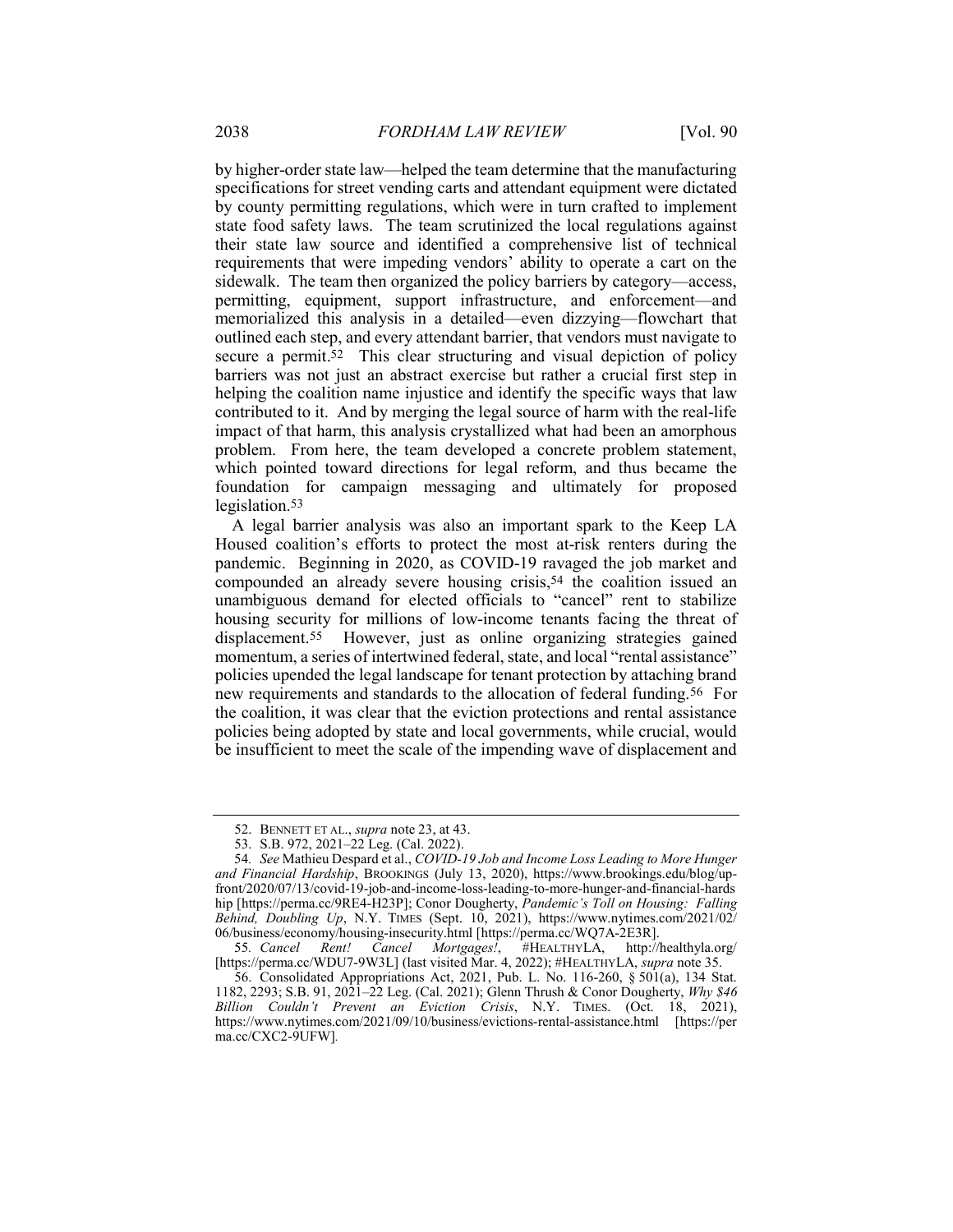by higher-order state law—helped the team determine that the manufacturing specifications for street vending carts and attendant equipment were dictated by county permitting regulations, which were in turn crafted to implement state food safety laws. The team scrutinized the local regulations against their state law source and identified a comprehensive list of technical requirements that were impeding vendors' ability to operate a cart on the sidewalk. The team then organized the policy barriers by category—access, permitting, equipment, support infrastructure, and enforcement—and memorialized this analysis in a detailed—even dizzying—flowchart that outlined each step, and every attendant barrier, that vendors must navigate to secure a permit.[52] This clear structuring and visual depiction of policy barriers was not just an abstract exercise but rather a crucial first step in helping the coalition name injustice and identify the specific ways that law contributed to it. And by merging the legal source of harm with the real-life impact of that harm, this analysis crystallized what had been an amorphous problem. From here, the team developed a concrete problem statement, which pointed toward directions for legal reform, and thus became the foundation for campaign messaging and ultimately for proposed legislation.[53]

A legal barrier analysis was also an important spark to the Keep LA Housed coalition's efforts to protect the most at-risk renters during the pandemic. Beginning in 2020, as COVID-19 ravaged the job market and compounded an already severe housing crisis,[54] the coalition issued an unambiguous demand for elected officials to "cancel" rent to stabilize housing security for millions of low-income tenants facing the threat of displacement.[55] However, just as online organizing strategies gained momentum, a series of intertwined federal, state, and local "rental assistance" policies upended the legal landscape for tenant protection by attaching brand new requirements and standards to the allocation of federal funding.[56] For the coalition, it was clear that the eviction protections and rental assistance policies being adopted by state and local governments, while crucial, would be insufficient to meet the scale of the impending wave of displacement and

---

52. BENNETT ET AL., *supra* note 23, at 43.

53. S.B. 972, 2021–22 Leg. (Cal. 2022).

54. *See* Mathieu Despard et al., *COVID-19 Job and Income Loss Leading to More Hunger and Financial Hardship*, BROOKINGS (July 13, 2020), https://www.brookings.edu/blog/up-front/2020/07/13/covid-19-job-and-income-loss-leading-to-more-hunger-and-financial-hardship [https://perma.cc/9RE4-H23P]; Conor Dougherty, *Pandemic's Toll on Housing: Falling Behind, Doubling Up*, N.Y. TIMES (Sept. 10, 2021), https://www.nytimes.com/2021/02/06/business/economy/housing-insecurity.html [https://perma.cc/WQ7A-2E3R].

55. *Cancel Rent! Cancel Mortgages!*, #HEALTHYLA, http://healthyla.org/ [https://perma.cc/WDU7-9W3L] (last visited Mar. 4, 2022); #HEALTHYLA, *supra* note 35.

56. Consolidated Appropriations Act, 2021, Pub. L. No. 116-260, § 501(a), 134 Stat. 1182, 2293; S.B. 91, 2021–22 Leg. (Cal. 2021); Glenn Thrush & Conor Dougherty, *Why $46 Billion Couldn't Prevent an Eviction Crisis*, N.Y. TIMES. (Oct. 18, 2021), https://www.nytimes.com/2021/09/10/business/evictions-rental-assistance.html [https://perma.cc/CXC2-9UFW].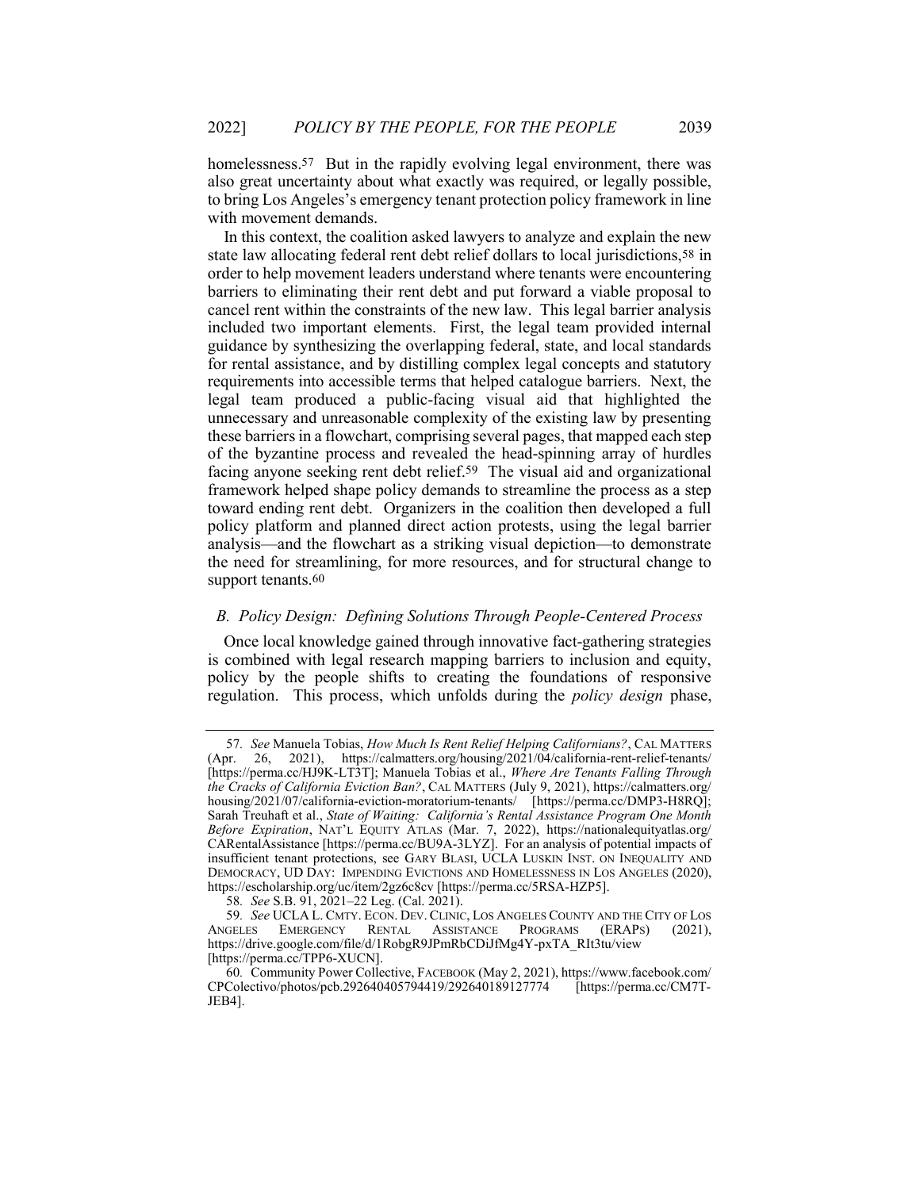homelessness.[57] But in the rapidly evolving legal environment, there was also great uncertainty about what exactly was required, or legally possible, to bring Los Angeles's emergency tenant protection policy framework in line with movement demands.

In this context, the coalition asked lawyers to analyze and explain the new state law allocating federal rent debt relief dollars to local jurisdictions,[58] in order to help movement leaders understand where tenants were encountering barriers to eliminating their rent debt and put forward a viable proposal to cancel rent within the constraints of the new law. This legal barrier analysis included two important elements. First, the legal team provided internal guidance by synthesizing the overlapping federal, state, and local standards for rental assistance, and by distilling complex legal concepts and statutory requirements into accessible terms that helped catalogue barriers. Next, the legal team produced a public-facing visual aid that highlighted the unnecessary and unreasonable complexity of the existing law by presenting these barriers in a flowchart, comprising several pages, that mapped each step of the byzantine process and revealed the head-spinning array of hurdles facing anyone seeking rent debt relief.[59] The visual aid and organizational framework helped shape policy demands to streamline the process as a step toward ending rent debt. Organizers in the coalition then developed a full policy platform and planned direct action protests, using the legal barrier analysis—and the flowchart as a striking visual depiction—to demonstrate the need for streamlining, for more resources, and for structural change to support tenants.[60]

### *B. Policy Design: Defining Solutions Through People-Centered Process*

Once local knowledge gained through innovative fact-gathering strategies is combined with legal research mapping barriers to inclusion and equity, policy by the people shifts to creating the foundations of responsive regulation. This process, which unfolds during the *policy design* phase,

---

57. *See* Manuela Tobias, *How Much Is Rent Relief Helping Californians?*, CAL MATTERS (Apr. 26, 2021), https://calmatters.org/housing/2021/04/california-rent-relief-tenants/ [https://perma.cc/HJ9K-LT3T]; Manuela Tobias et al., *Where Are Tenants Falling Through the Cracks of California Eviction Ban?*, CAL MATTERS (July 9, 2021), https://calmatters.org/housing/2021/07/california-eviction-moratorium-tenants/ [https://perma.cc/DMP3-H8RQ]; Sarah Treuhaft et al., *State of Waiting: California's Rental Assistance Program One Month Before Expiration*, NAT'L EQUITY ATLAS (Mar. 7, 2022), https://nationalequityatlas.org/CARentalAssistance [https://perma.cc/BU9A-3LYZ]. For an analysis of potential impacts of insufficient tenant protections, see GARY BLASI, UCLA LUSKIN INST. ON INEQUALITY AND DEMOCRACY, UD DAY: IMPENDING EVICTIONS AND HOMELESSNESS IN LOS ANGELES (2020), https://escholarship.org/uc/item/2gz6c8cv [https://perma.cc/5RSA-HZP5].

58. *See* S.B. 91, 2021–22 Leg. (Cal. 2021).

59. *See* UCLA L. CMTY. ECON. DEV. CLINIC, LOS ANGELES COUNTY AND THE CITY OF LOS ANGELES EMERGENCY RENTAL ASSISTANCE PROGRAMS (ERAPS) (2021), https://drive.google.com/file/d/1RobgR9JPmRbCDiJfMg4Y-pxTA_RIt3tu/view [https://perma.cc/TPP6-XUCN].

60. Community Power Collective, FACEBOOK (May 2, 2021), https://www.facebook.com/CPColectivo/photos/pcb.292640405794419/292640189127774 [https://perma.cc/CM7T-JEB4].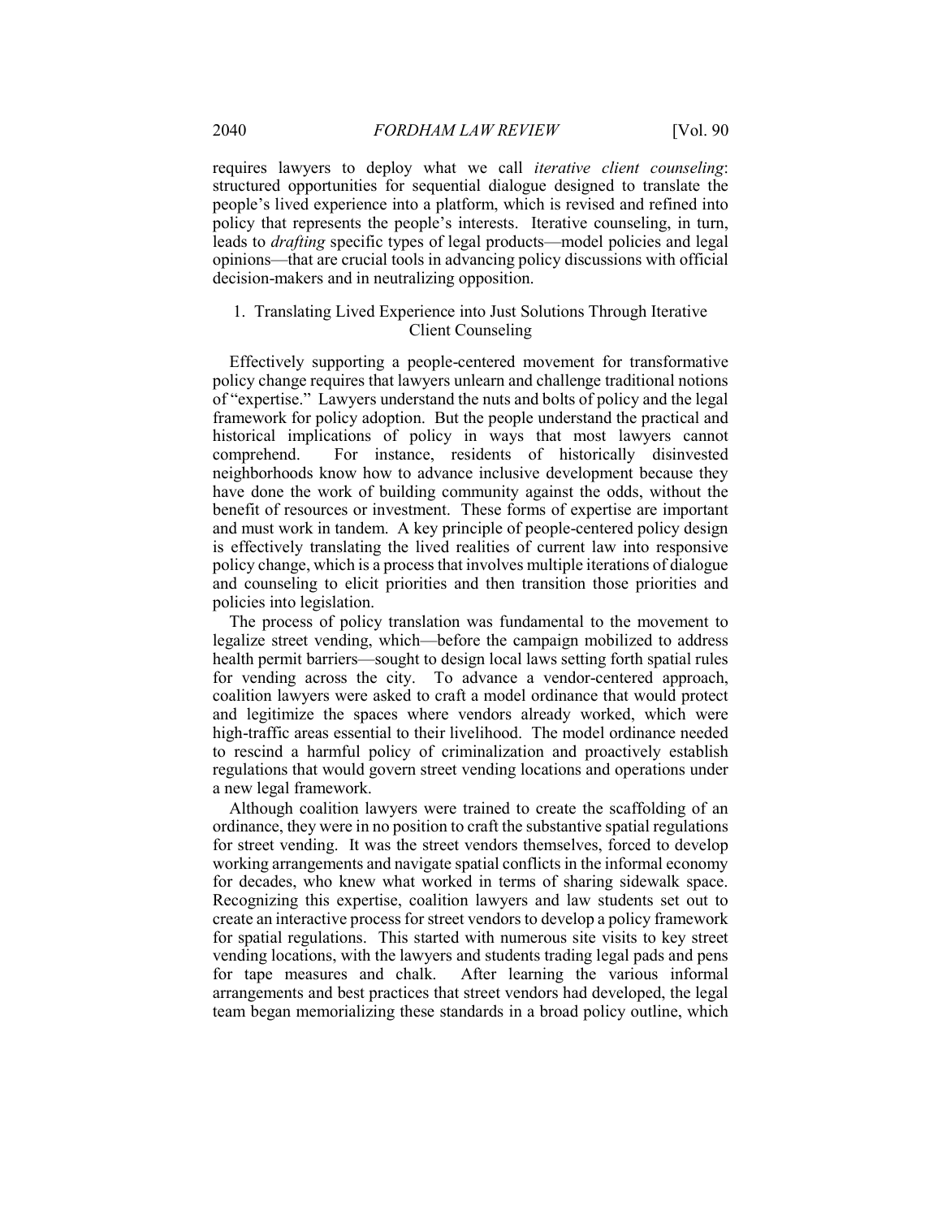requires lawyers to deploy what we call *iterative client counseling*: structured opportunities for sequential dialogue designed to translate the people's lived experience into a platform, which is revised and refined into policy that represents the people's interests. Iterative counseling, in turn, leads to *drafting* specific types of legal products—model policies and legal opinions—that are crucial tools in advancing policy discussions with official decision-makers and in neutralizing opposition.

### 1. Translating Lived Experience into Just Solutions Through Iterative Client Counseling

Effectively supporting a people-centered movement for transformative policy change requires that lawyers unlearn and challenge traditional notions of "expertise." Lawyers understand the nuts and bolts of policy and the legal framework for policy adoption. But the people understand the practical and historical implications of policy in ways that most lawyers cannot comprehend. For instance, residents of historically disinvested neighborhoods know how to advance inclusive development because they have done the work of building community against the odds, without the benefit of resources or investment. These forms of expertise are important and must work in tandem. A key principle of people-centered policy design is effectively translating the lived realities of current law into responsive policy change, which is a process that involves multiple iterations of dialogue and counseling to elicit priorities and then transition those priorities and policies into legislation.

The process of policy translation was fundamental to the movement to legalize street vending, which—before the campaign mobilized to address health permit barriers—sought to design local laws setting forth spatial rules for vending across the city. To advance a vendor-centered approach, coalition lawyers were asked to craft a model ordinance that would protect and legitimize the spaces where vendors already worked, which were high-traffic areas essential to their livelihood. The model ordinance needed to rescind a harmful policy of criminalization and proactively establish regulations that would govern street vending locations and operations under a new legal framework.

Although coalition lawyers were trained to create the scaffolding of an ordinance, they were in no position to craft the substantive spatial regulations for street vending. It was the street vendors themselves, forced to develop working arrangements and navigate spatial conflicts in the informal economy for decades, who knew what worked in terms of sharing sidewalk space. Recognizing this expertise, coalition lawyers and law students set out to create an interactive process for street vendors to develop a policy framework for spatial regulations. This started with numerous site visits to key street vending locations, with the lawyers and students trading legal pads and pens for tape measures and chalk. After learning the various informal arrangements and best practices that street vendors had developed, the legal team began memorializing these standards in a broad policy outline, which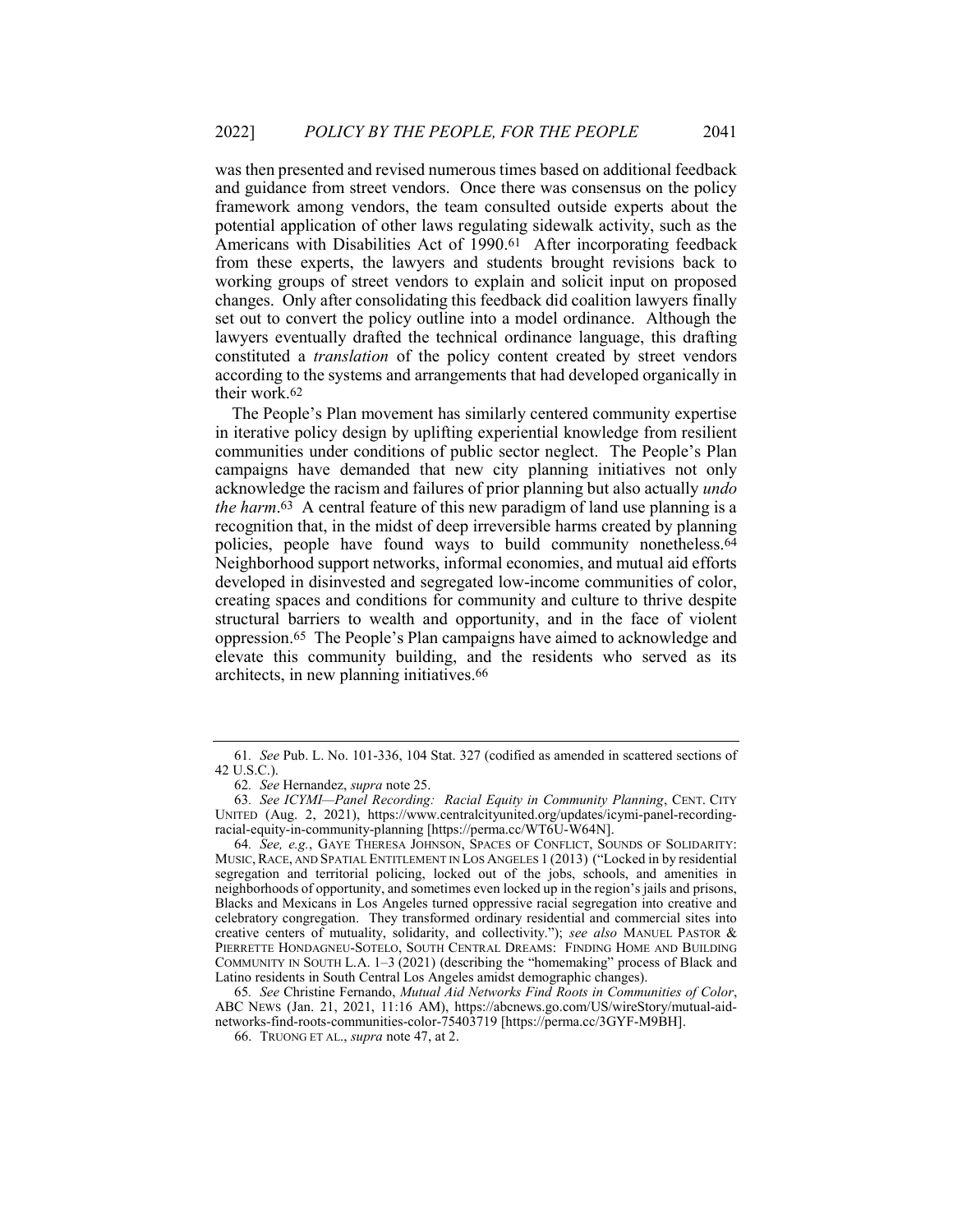was then presented and revised numerous times based on additional feedback and guidance from street vendors. Once there was consensus on the policy framework among vendors, the team consulted outside experts about the potential application of other laws regulating sidewalk activity, such as the Americans with Disabilities Act of 1990.[61] After incorporating feedback from these experts, the lawyers and students brought revisions back to working groups of street vendors to explain and solicit input on proposed changes. Only after consolidating this feedback did coalition lawyers finally set out to convert the policy outline into a model ordinance. Although the lawyers eventually drafted the technical ordinance language, this drafting constituted a *translation* of the policy content created by street vendors according to the systems and arrangements that had developed organically in their work.[62]

The People's Plan movement has similarly centered community expertise in iterative policy design by uplifting experiential knowledge from resilient communities under conditions of public sector neglect. The People's Plan campaigns have demanded that new city planning initiatives not only acknowledge the racism and failures of prior planning but also actually *undo the harm*.[63] A central feature of this new paradigm of land use planning is a recognition that, in the midst of deep irreversible harms created by planning policies, people have found ways to build community nonetheless.[64] Neighborhood support networks, informal economies, and mutual aid efforts developed in disinvested and segregated low-income communities of color, creating spaces and conditions for community and culture to thrive despite structural barriers to wealth and opportunity, and in the face of violent oppression.[65] The People's Plan campaigns have aimed to acknowledge and elevate this community building, and the residents who served as its architects, in new planning initiatives.[66]

---

61. *See* Pub. L. No. 101-336, 104 Stat. 327 (codified as amended in scattered sections of 42 U.S.C.).

62. *See* Hernandez, *supra* note 25.

63. *See ICYMI—Panel Recording: Racial Equity in Community Planning*, CENT. CITY UNITED (Aug. 2, 2021), https://www.centralcityunited.org/updates/icymi-panel-recording-racial-equity-in-community-planning [https://perma.cc/WT6U-W64N].

64. *See, e.g.*, GAYE THERESA JOHNSON, SPACES OF CONFLICT, SOUNDS OF SOLIDARITY: MUSIC, RACE, AND SPATIAL ENTITLEMENT IN LOS ANGELES 1 (2013) ("Locked in by residential segregation and territorial policing, locked out of the jobs, schools, and amenities in neighborhoods of opportunity, and sometimes even locked up in the region's jails and prisons, Blacks and Mexicans in Los Angeles turned oppressive racial segregation into creative and celebratory congregation. They transformed ordinary residential and commercial sites into creative centers of mutuality, solidarity, and collectivity."); *see also* MANUEL PASTOR & PIERRETTE HONDAGNEU-SOTELO, SOUTH CENTRAL DREAMS: FINDING HOME AND BUILDING COMMUNITY IN SOUTH L.A. 1–3 (2021) (describing the "homemaking" process of Black and Latino residents in South Central Los Angeles amidst demographic changes).

65. *See* Christine Fernando, *Mutual Aid Networks Find Roots in Communities of Color*, ABC NEWS (Jan. 21, 2021, 11:16 AM), https://abcnews.go.com/US/wireStory/mutual-aid-networks-find-roots-communities-color-75403719 [https://perma.cc/3GYF-M9BH].

66. TRUONG ET AL., *supra* note 47, at 2.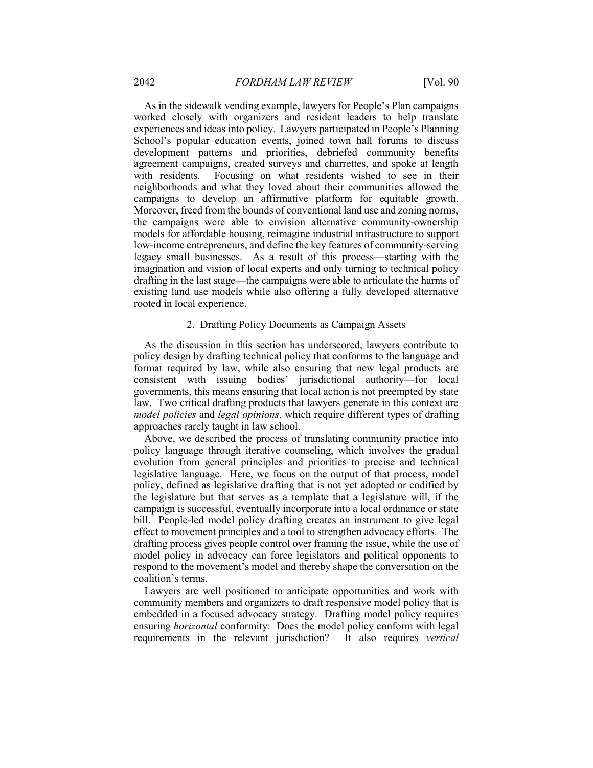As in the sidewalk vending example, lawyers for People's Plan campaigns worked closely with organizers and resident leaders to help translate experiences and ideas into policy. Lawyers participated in People's Planning School's popular education events, joined town hall forums to discuss development patterns and priorities, debriefed community benefits agreement campaigns, created surveys and charrettes, and spoke at length with residents. Focusing on what residents wished to see in their neighborhoods and what they loved about their communities allowed the campaigns to develop an affirmative platform for equitable growth. Moreover, freed from the bounds of conventional land use and zoning norms, the campaigns were able to envision alternative community-ownership models for affordable housing, reimagine industrial infrastructure to support low-income entrepreneurs, and define the key features of community-serving legacy small businesses. As a result of this process—starting with the imagination and vision of local experts and only turning to technical policy drafting in the last stage—the campaigns were able to articulate the harms of existing land use models while also offering a fully developed alternative rooted in local experience.

### 2. Drafting Policy Documents as Campaign Assets

As the discussion in this section has underscored, lawyers contribute to policy design by drafting technical policy that conforms to the language and format required by law, while also ensuring that new legal products are consistent with issuing bodies' jurisdictional authority—for local governments, this means ensuring that local action is not preempted by state law. Two critical drafting products that lawyers generate in this context are *model policies* and *legal opinions*, which require different types of drafting approaches rarely taught in law school.

Above, we described the process of translating community practice into policy language through iterative counseling, which involves the gradual evolution from general principles and priorities to precise and technical legislative language. Here, we focus on the output of that process, model policy, defined as legislative drafting that is not yet adopted or codified by the legislature but that serves as a template that a legislature will, if the campaign is successful, eventually incorporate into a local ordinance or state bill. People-led model policy drafting creates an instrument to give legal effect to movement principles and a tool to strengthen advocacy efforts. The drafting process gives people control over framing the issue, while the use of model policy in advocacy can force legislators and political opponents to respond to the movement's model and thereby shape the conversation on the coalition's terms.

Lawyers are well positioned to anticipate opportunities and work with community members and organizers to draft responsive model policy that is embedded in a focused advocacy strategy. Drafting model policy requires ensuring *horizontal* conformity: Does the model policy conform with legal requirements in the relevant jurisdiction? It also requires *vertical*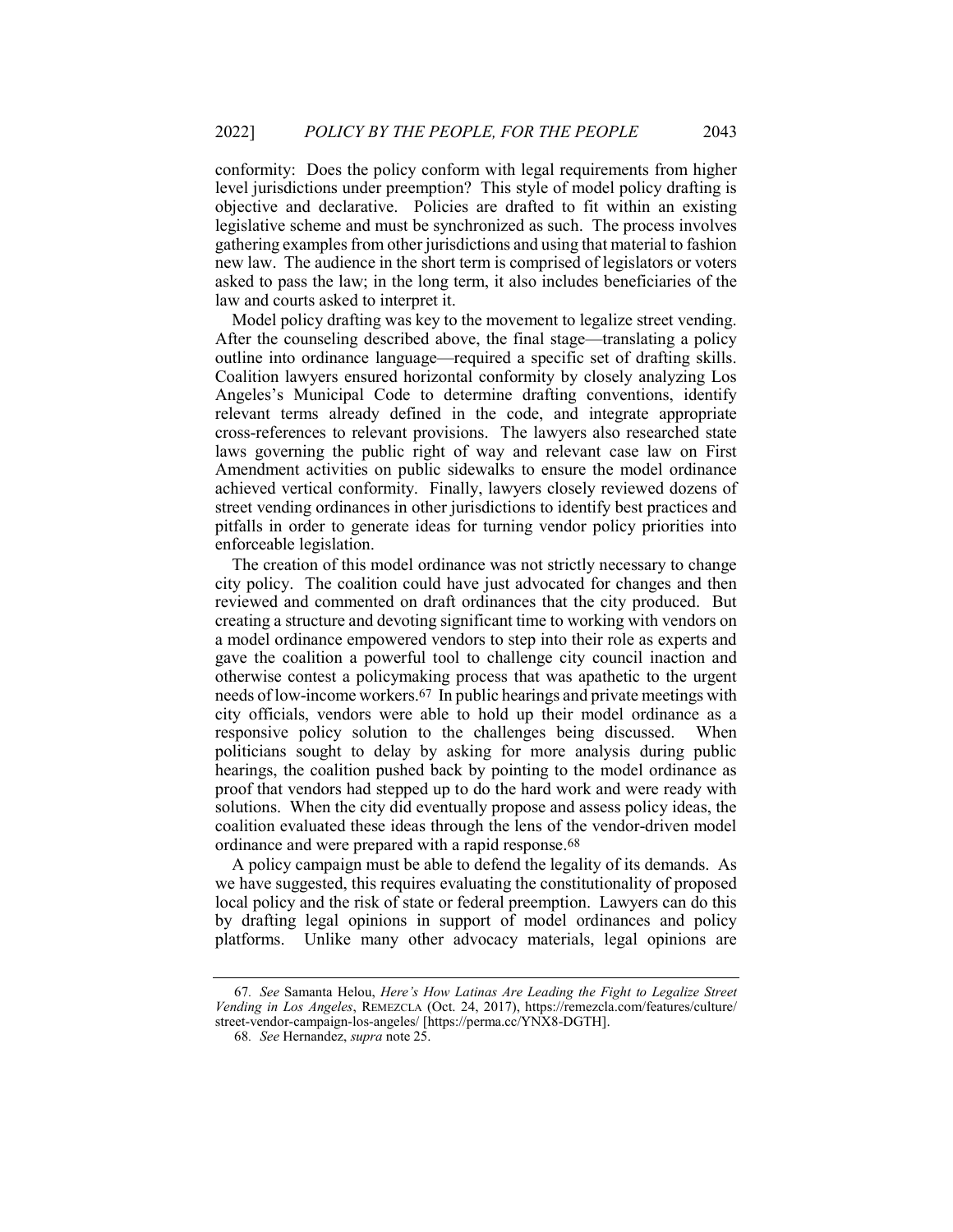conformity: Does the policy conform with legal requirements from higher level jurisdictions under preemption? This style of model policy drafting is objective and declarative. Policies are drafted to fit within an existing legislative scheme and must be synchronized as such. The process involves gathering examples from other jurisdictions and using that material to fashion new law. The audience in the short term is comprised of legislators or voters asked to pass the law; in the long term, it also includes beneficiaries of the law and courts asked to interpret it.

Model policy drafting was key to the movement to legalize street vending. After the counseling described above, the final stage—translating a policy outline into ordinance language—required a specific set of drafting skills. Coalition lawyers ensured horizontal conformity by closely analyzing Los Angeles's Municipal Code to determine drafting conventions, identify relevant terms already defined in the code, and integrate appropriate cross-references to relevant provisions. The lawyers also researched state laws governing the public right of way and relevant case law on First Amendment activities on public sidewalks to ensure the model ordinance achieved vertical conformity. Finally, lawyers closely reviewed dozens of street vending ordinances in other jurisdictions to identify best practices and pitfalls in order to generate ideas for turning vendor policy priorities into enforceable legislation.

The creation of this model ordinance was not strictly necessary to change city policy. The coalition could have just advocated for changes and then reviewed and commented on draft ordinances that the city produced. But creating a structure and devoting significant time to working with vendors on a model ordinance empowered vendors to step into their role as experts and gave the coalition a powerful tool to challenge city council inaction and otherwise contest a policymaking process that was apathetic to the urgent needs of low-income workers.[67] In public hearings and private meetings with city officials, vendors were able to hold up their model ordinance as a responsive policy solution to the challenges being discussed. When politicians sought to delay by asking for more analysis during public hearings, the coalition pushed back by pointing to the model ordinance as proof that vendors had stepped up to do the hard work and were ready with solutions. When the city did eventually propose and assess policy ideas, the coalition evaluated these ideas through the lens of the vendor-driven model ordinance and were prepared with a rapid response.[68]

A policy campaign must be able to defend the legality of its demands. As we have suggested, this requires evaluating the constitutionality of proposed local policy and the risk of state or federal preemption. Lawyers can do this by drafting legal opinions in support of model ordinances and policy platforms. Unlike many other advocacy materials, legal opinions are

---

67. *See* Samanta Helou, *Here's How Latinas Are Leading the Fight to Legalize Street Vending in Los Angeles*, REMEZCLA (Oct. 24, 2017), https://remezcla.com/features/culture/street-vendor-campaign-los-angeles/ [https://perma.cc/YNX8-DGTH].

68. *See* Hernandez, *supra* note 25.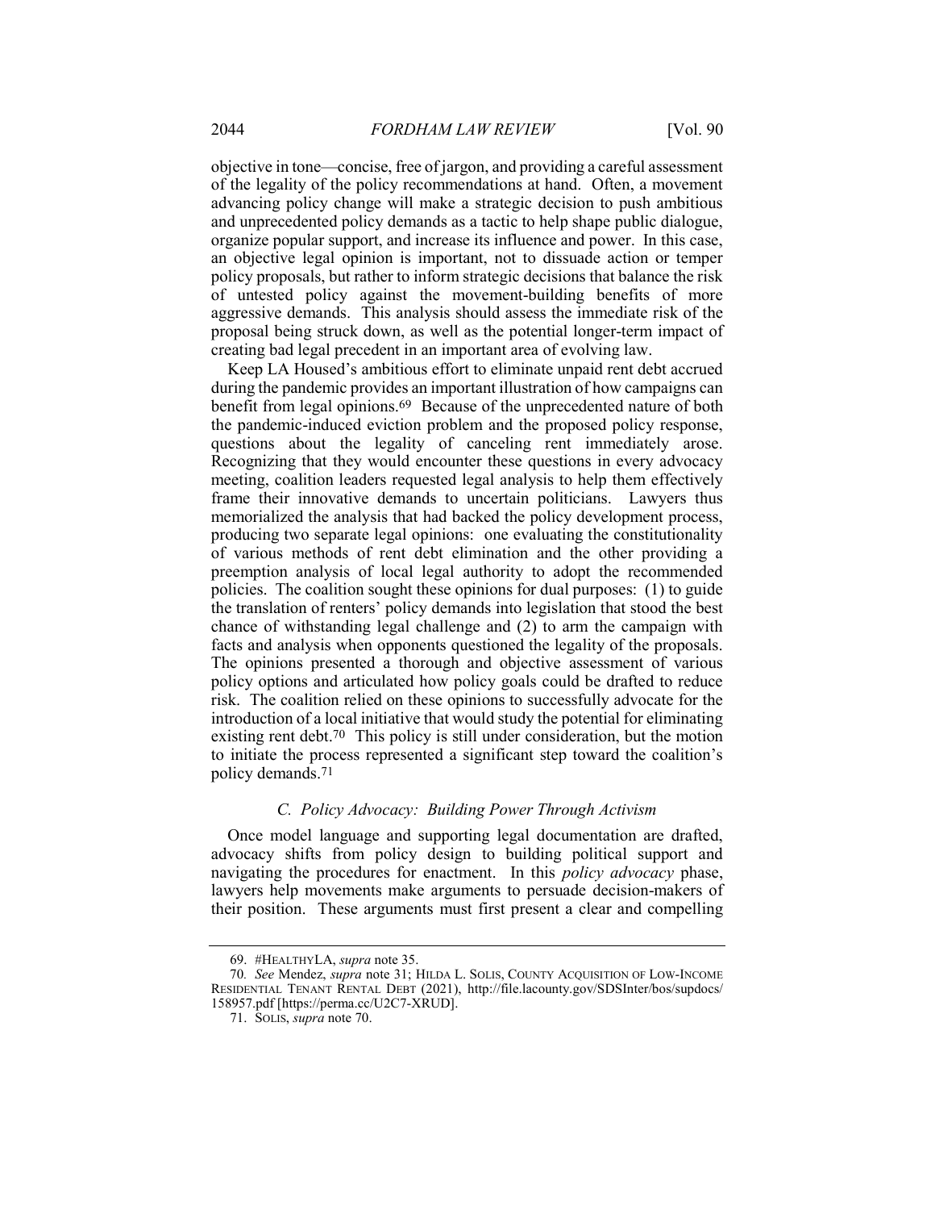objective in tone—concise, free of jargon, and providing a careful assessment of the legality of the policy recommendations at hand. Often, a movement advancing policy change will make a strategic decision to push ambitious and unprecedented policy demands as a tactic to help shape public dialogue, organize popular support, and increase its influence and power. In this case, an objective legal opinion is important, not to dissuade action or temper policy proposals, but rather to inform strategic decisions that balance the risk of untested policy against the movement-building benefits of more aggressive demands. This analysis should assess the immediate risk of the proposal being struck down, as well as the potential longer-term impact of creating bad legal precedent in an important area of evolving law.

Keep LA Housed's ambitious effort to eliminate unpaid rent debt accrued during the pandemic provides an important illustration of how campaigns can benefit from legal opinions.[69] Because of the unprecedented nature of both the pandemic-induced eviction problem and the proposed policy response, questions about the legality of canceling rent immediately arose. Recognizing that they would encounter these questions in every advocacy meeting, coalition leaders requested legal analysis to help them effectively frame their innovative demands to uncertain politicians. Lawyers thus memorialized the analysis that had backed the policy development process, producing two separate legal opinions: one evaluating the constitutionality of various methods of rent debt elimination and the other providing a preemption analysis of local legal authority to adopt the recommended policies. The coalition sought these opinions for dual purposes: (1) to guide the translation of renters' policy demands into legislation that stood the best chance of withstanding legal challenge and (2) to arm the campaign with facts and analysis when opponents questioned the legality of the proposals. The opinions presented a thorough and objective assessment of various policy options and articulated how policy goals could be drafted to reduce risk. The coalition relied on these opinions to successfully advocate for the introduction of a local initiative that would study the potential for eliminating existing rent debt.[70] This policy is still under consideration, but the motion to initiate the process represented a significant step toward the coalition's policy demands.[71]

### *C. Policy Advocacy: Building Power Through Activism*

Once model language and supporting legal documentation are drafted, advocacy shifts from policy design to building political support and navigating the procedures for enactment. In this *policy advocacy* phase, lawyers help movements make arguments to persuade decision-makers of their position. These arguments must first present a clear and compelling

---

69. #HEALTHYLA, *supra* note 35.

70. *See* Mendez, *supra* note 31; HILDA L. SOLIS, COUNTY ACQUISITION OF LOW-INCOME RESIDENTIAL TENANT RENTAL DEBT (2021), http://file.lacounty.gov/SDSInter/bos/supdocs/158957.pdf [https://perma.cc/U2C7-XRUD].

71. SOLIS, *supra* note 70.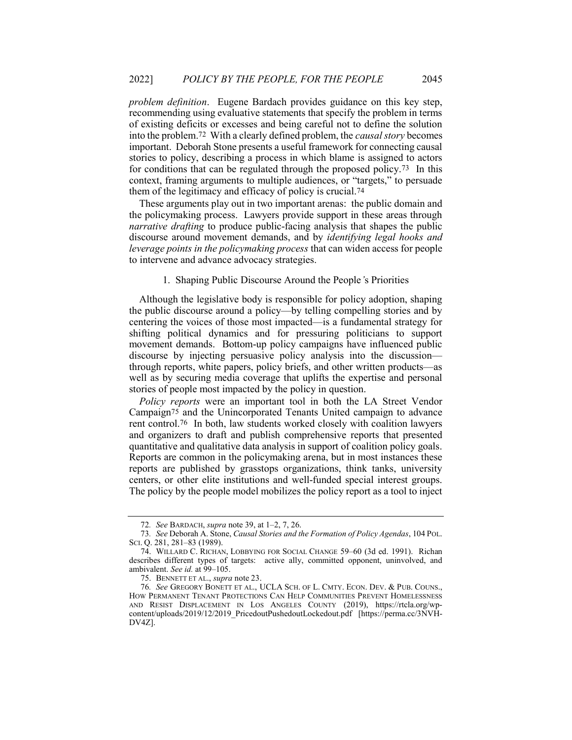*problem definition*. Eugene Bardach provides guidance on this key step, recommending using evaluative statements that specify the problem in terms of existing deficits or excesses and being careful not to define the solution into the problem.[72] With a clearly defined problem, the *causal story* becomes important. Deborah Stone presents a useful framework for connecting causal stories to policy, describing a process in which blame is assigned to actors for conditions that can be regulated through the proposed policy.[73] In this context, framing arguments to multiple audiences, or "targets," to persuade them of the legitimacy and efficacy of policy is crucial.[74]

These arguments play out in two important arenas: the public domain and the policymaking process. Lawyers provide support in these areas through *narrative drafting* to produce public-facing analysis that shapes the public discourse around movement demands, and by *identifying legal hooks and leverage points in the policymaking process* that can widen access for people to intervene and advance advocacy strategies.

### 1. Shaping Public Discourse Around the People's Priorities

Although the legislative body is responsible for policy adoption, shaping the public discourse around a policy—by telling compelling stories and by centering the voices of those most impacted—is a fundamental strategy for shifting political dynamics and for pressuring politicians to support movement demands. Bottom-up policy campaigns have influenced public discourse by injecting persuasive policy analysis into the discussion—through reports, white papers, policy briefs, and other written products—as well as by securing media coverage that uplifts the expertise and personal stories of people most impacted by the policy in question.

*Policy reports* were an important tool in both the LA Street Vendor Campaign[75] and the Unincorporated Tenants United campaign to advance rent control.[76] In both, law students worked closely with coalition lawyers and organizers to draft and publish comprehensive reports that presented quantitative and qualitative data analysis in support of coalition policy goals. Reports are common in the policymaking arena, but in most instances these reports are published by grasstops organizations, think tanks, university centers, or other elite institutions and well-funded special interest groups. The policy by the people model mobilizes the policy report as a tool to inject

---

72. *See* BARDACH, *supra* note 39, at 1–2, 7, 26.

73. *See* Deborah A. Stone, *Causal Stories and the Formation of Policy Agendas*, 104 POL. SCI. Q. 281, 281–83 (1989).

74. WILLARD C. RICHAN, LOBBYING FOR SOCIAL CHANGE 59–60 (3d ed. 1991). Richan describes different types of targets: active ally, committed opponent, uninvolved, and ambivalent. *See id.* at 99–105.

75. BENNETT ET AL., *supra* note 23.

76. *See* GREGORY BONETT ET AL., UCLA SCH. OF L. CMTY. ECON. DEV. & PUB. COUNS., HOW PERMANENT TENANT PROTECTIONS CAN HELP COMMUNITIES PREVENT HOMELESSNESS AND RESIST DISPLACEMENT IN LOS ANGELES COUNTY (2019), https://rtcla.org/wp-content/uploads/2019/12/2019_PricedoutPushedoutLockedout.pdf [https://perma.cc/3NVH-DV4Z].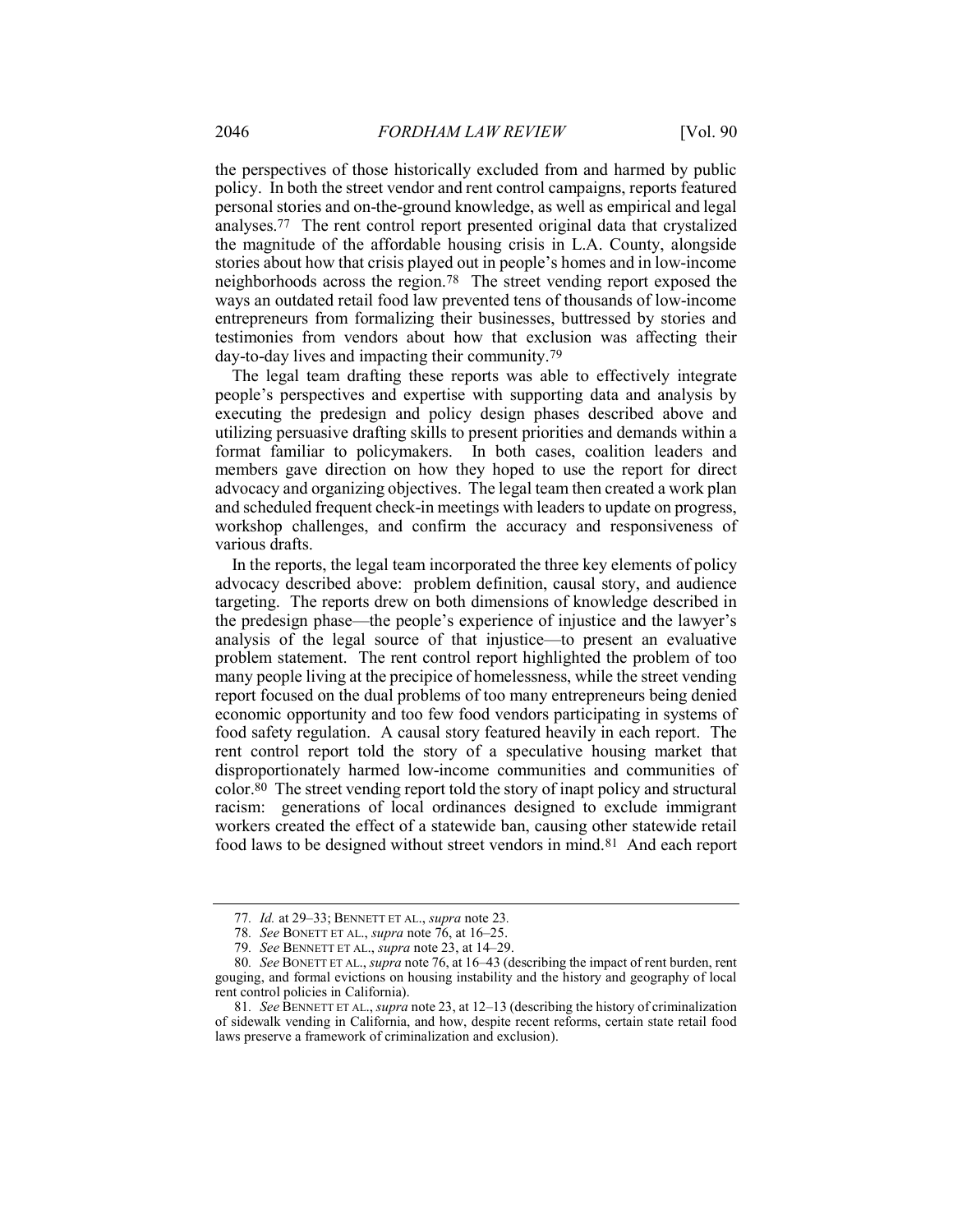the perspectives of those historically excluded from and harmed by public policy. In both the street vendor and rent control campaigns, reports featured personal stories and on-the-ground knowledge, as well as empirical and legal analyses.[77] The rent control report presented original data that crystalized the magnitude of the affordable housing crisis in L.A. County, alongside stories about how that crisis played out in people's homes and in low-income neighborhoods across the region.[78] The street vending report exposed the ways an outdated retail food law prevented tens of thousands of low-income entrepreneurs from formalizing their businesses, buttressed by stories and testimonies from vendors about how that exclusion was affecting their day-to-day lives and impacting their community.[79]

The legal team drafting these reports was able to effectively integrate people's perspectives and expertise with supporting data and analysis by executing the predesign and policy design phases described above and utilizing persuasive drafting skills to present priorities and demands within a format familiar to policymakers. In both cases, coalition leaders and members gave direction on how they hoped to use the report for direct advocacy and organizing objectives. The legal team then created a work plan and scheduled frequent check-in meetings with leaders to update on progress, workshop challenges, and confirm the accuracy and responsiveness of various drafts.

In the reports, the legal team incorporated the three key elements of policy advocacy described above: problem definition, causal story, and audience targeting. The reports drew on both dimensions of knowledge described in the predesign phase—the people's experience of injustice and the lawyer's analysis of the legal source of that injustice—to present an evaluative problem statement. The rent control report highlighted the problem of too many people living at the precipice of homelessness, while the street vending report focused on the dual problems of too many entrepreneurs being denied economic opportunity and too few food vendors participating in systems of food safety regulation. A causal story featured heavily in each report. The rent control report told the story of a speculative housing market that disproportionately harmed low-income communities and communities of color.[80] The street vending report told the story of inapt policy and structural racism: generations of local ordinances designed to exclude immigrant workers created the effect of a statewide ban, causing other statewide retail food laws to be designed without street vendors in mind.[81] And each report

---

77. *Id.* at 29–33; BENNETT ET AL., *supra* note 23.

78. *See* BONETT ET AL., *supra* note 76, at 16–25.

79. *See* BENNETT ET AL., *supra* note 23, at 14–29.

80. *See* BONETT ET AL., *supra* note 76, at 16–43 (describing the impact of rent burden, rent gouging, and formal evictions on housing instability and the history and geography of local rent control policies in California).

81. *See* BENNETT ET AL., *supra* note 23, at 12–13 (describing the history of criminalization of sidewalk vending in California, and how, despite recent reforms, certain state retail food laws preserve a framework of criminalization and exclusion).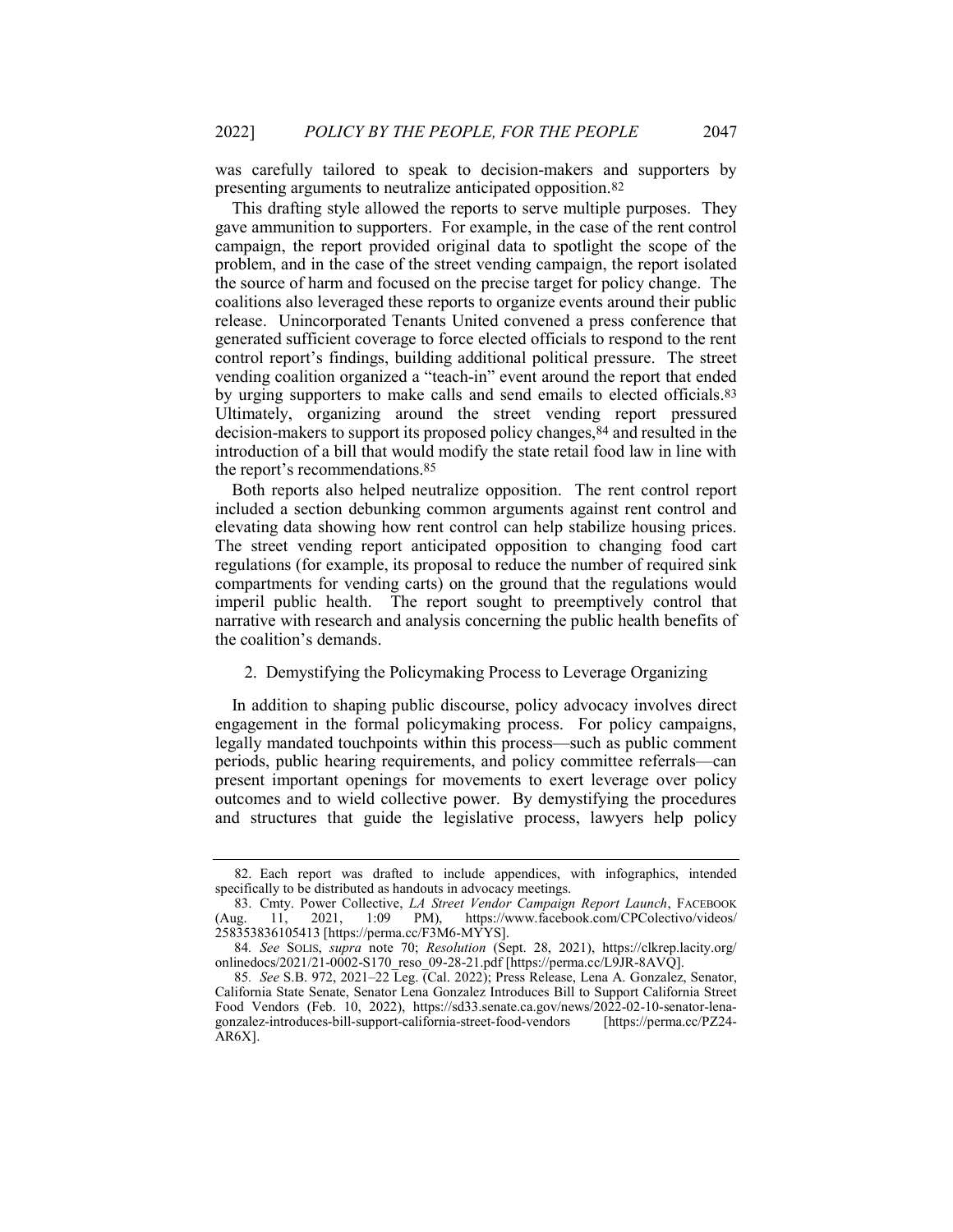was carefully tailored to speak to decision-makers and supporters by presenting arguments to neutralize anticipated opposition.[82]

This drafting style allowed the reports to serve multiple purposes. They gave ammunition to supporters. For example, in the case of the rent control campaign, the report provided original data to spotlight the scope of the problem, and in the case of the street vending campaign, the report isolated the source of harm and focused on the precise target for policy change. The coalitions also leveraged these reports to organize events around their public release. Unincorporated Tenants United convened a press conference that generated sufficient coverage to force elected officials to respond to the rent control report's findings, building additional political pressure. The street vending coalition organized a "teach-in" event around the report that ended by urging supporters to make calls and send emails to elected officials.[83] Ultimately, organizing around the street vending report pressured decision-makers to support its proposed policy changes,[84] and resulted in the introduction of a bill that would modify the state retail food law in line with the report's recommendations.[85]

Both reports also helped neutralize opposition. The rent control report included a section debunking common arguments against rent control and elevating data showing how rent control can help stabilize housing prices. The street vending report anticipated opposition to changing food cart regulations (for example, its proposal to reduce the number of required sink compartments for vending carts) on the ground that the regulations would imperil public health. The report sought to preemptively control that narrative with research and analysis concerning the public health benefits of the coalition's demands.

### 2. Demystifying the Policymaking Process to Leverage Organizing

In addition to shaping public discourse, policy advocacy involves direct engagement in the formal policymaking process. For policy campaigns, legally mandated touchpoints within this process—such as public comment periods, public hearing requirements, and policy committee referrals—can present important openings for movements to exert leverage over policy outcomes and to wield collective power. By demystifying the procedures and structures that guide the legislative process, lawyers help policy

---

82. Each report was drafted to include appendices, with infographics, intended specifically to be distributed as handouts in advocacy meetings.

83. Cmty. Power Collective, *LA Street Vendor Campaign Report Launch*, FACEBOOK (Aug. 11, 2021, 1:09 PM), https://www.facebook.com/CPColectivo/videos/258353836105413 [https://perma.cc/F3M6-MYYS].

84. *See* SOLIS, *supra* note 70; *Resolution* (Sept. 28, 2021), https://clkrep.lacity.org/onlinedocs/2021/21-0002-S170_reso_09-28-21.pdf [https://perma.cc/L9JR-8AVQ].

85. *See* S.B. 972, 2021–22 Leg. (Cal. 2022); Press Release, Lena A. Gonzalez, Senator, California State Senate, Senator Lena Gonzalez Introduces Bill to Support California Street Food Vendors (Feb. 10, 2022), https://sd33.senate.ca.gov/news/2022-02-10-senator-lena-gonzalez-introduces-bill-support-california-street-food-vendors [https://perma.cc/PZ24-AR6X].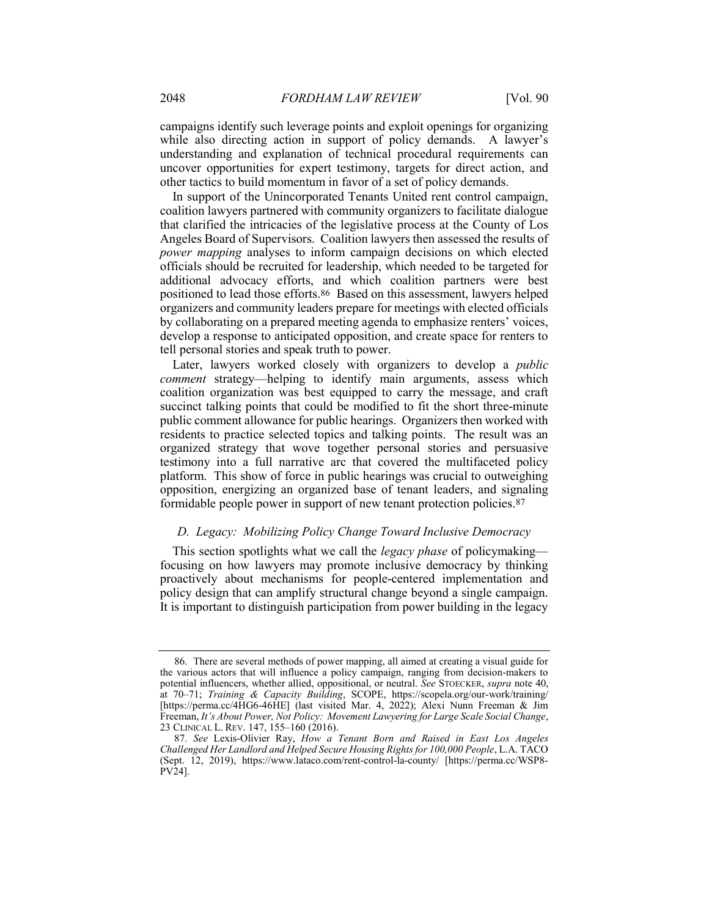campaigns identify such leverage points and exploit openings for organizing while also directing action in support of policy demands. A lawyer's understanding and explanation of technical procedural requirements can uncover opportunities for expert testimony, targets for direct action, and other tactics to build momentum in favor of a set of policy demands.

In support of the Unincorporated Tenants United rent control campaign, coalition lawyers partnered with community organizers to facilitate dialogue that clarified the intricacies of the legislative process at the County of Los Angeles Board of Supervisors. Coalition lawyers then assessed the results of *power mapping* analyses to inform campaign decisions on which elected officials should be recruited for leadership, which needed to be targeted for additional advocacy efforts, and which coalition partners were best positioned to lead those efforts.[86] Based on this assessment, lawyers helped organizers and community leaders prepare for meetings with elected officials by collaborating on a prepared meeting agenda to emphasize renters' voices, develop a response to anticipated opposition, and create space for renters to tell personal stories and speak truth to power.

Later, lawyers worked closely with organizers to develop a *public comment* strategy—helping to identify main arguments, assess which coalition organization was best equipped to carry the message, and craft succinct talking points that could be modified to fit the short three-minute public comment allowance for public hearings. Organizers then worked with residents to practice selected topics and talking points. The result was an organized strategy that wove together personal stories and persuasive testimony into a full narrative arc that covered the multifaceted policy platform. This show of force in public hearings was crucial to outweighing opposition, energizing an organized base of tenant leaders, and signaling formidable people power in support of new tenant protection policies.[87]

### *D. Legacy: Mobilizing Policy Change Toward Inclusive Democracy*

This section spotlights what we call the *legacy phase* of policymaking—focusing on how lawyers may promote inclusive democracy by thinking proactively about mechanisms for people-centered implementation and policy design that can amplify structural change beyond a single campaign. It is important to distinguish participation from power building in the legacy

---

86. There are several methods of power mapping, all aimed at creating a visual guide for the various actors that will influence a policy campaign, ranging from decision-makers to potential influencers, whether allied, oppositional, or neutral. *See* STOECKER, *supra* note 40, at 70–71; *Training & Capacity Building*, SCOPE, https://scopela.org/our-work/training/ [https://perma.cc/4HG6-46HE] (last visited Mar. 4, 2022); Alexi Nunn Freeman & Jim Freeman, *It's About Power, Not Policy: Movement Lawyering for Large Scale Social Change*, 23 CLINICAL L. REV. 147, 155–160 (2016).

87. *See* Lexis-Olivier Ray, *How a Tenant Born and Raised in East Los Angeles Challenged Her Landlord and Helped Secure Housing Rights for 100,000 People*, L.A. TACO (Sept. 12, 2019), https://www.lataco.com/rent-control-la-county/ [https://perma.cc/WSP8-PV24].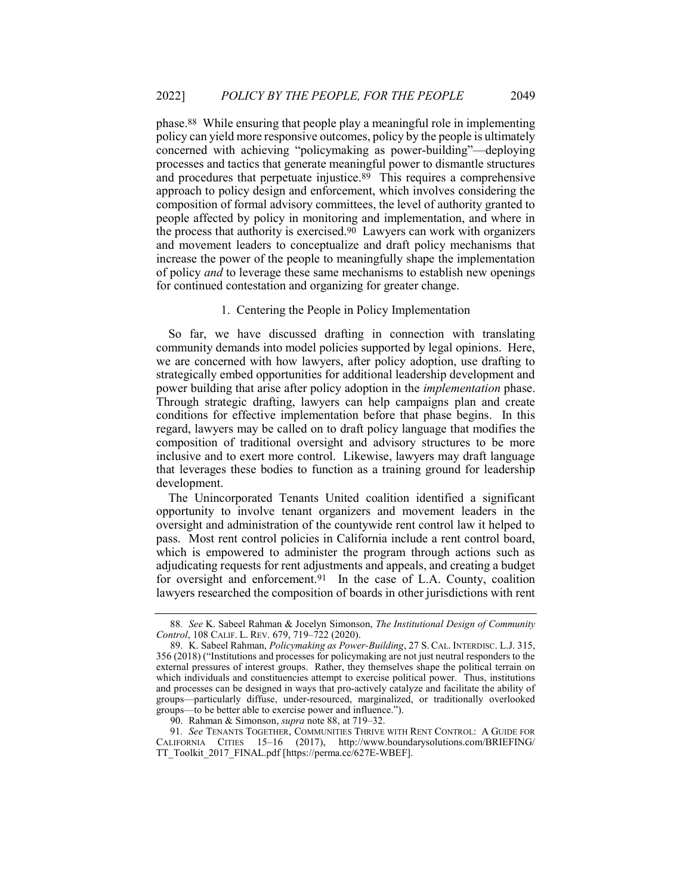phase.[88] While ensuring that people play a meaningful role in implementing policy can yield more responsive outcomes, policy by the people is ultimately concerned with achieving "policymaking as power-building"—deploying processes and tactics that generate meaningful power to dismantle structures and procedures that perpetuate injustice.[89] This requires a comprehensive approach to policy design and enforcement, which involves considering the composition of formal advisory committees, the level of authority granted to people affected by policy in monitoring and implementation, and where in the process that authority is exercised.[90] Lawyers can work with organizers and movement leaders to conceptualize and draft policy mechanisms that increase the power of the people to meaningfully shape the implementation of policy *and* to leverage these same mechanisms to establish new openings for continued contestation and organizing for greater change.

### 1. Centering the People in Policy Implementation

So far, we have discussed drafting in connection with translating community demands into model policies supported by legal opinions. Here, we are concerned with how lawyers, after policy adoption, use drafting to strategically embed opportunities for additional leadership development and power building that arise after policy adoption in the *implementation* phase. Through strategic drafting, lawyers can help campaigns plan and create conditions for effective implementation before that phase begins. In this regard, lawyers may be called on to draft policy language that modifies the composition of traditional oversight and advisory structures to be more inclusive and to exert more control. Likewise, lawyers may draft language that leverages these bodies to function as a training ground for leadership development.

The Unincorporated Tenants United coalition identified a significant opportunity to involve tenant organizers and movement leaders in the oversight and administration of the countywide rent control law it helped to pass. Most rent control policies in California include a rent control board, which is empowered to administer the program through actions such as adjudicating requests for rent adjustments and appeals, and creating a budget for oversight and enforcement.[91] In the case of L.A. County, coalition lawyers researched the composition of boards in other jurisdictions with rent

---

88. *See* K. Sabeel Rahman & Jocelyn Simonson, *The Institutional Design of Community Control*, 108 CALIF. L. REV. 679, 719–722 (2020).

89. K. Sabeel Rahman, *Policymaking as Power-Building*, 27 S. CAL. INTERDISC. L.J. 315, 356 (2018) ("Institutions and processes for policymaking are not just neutral responders to the external pressures of interest groups. Rather, they themselves shape the political terrain on which individuals and constituencies attempt to exercise political power. Thus, institutions and processes can be designed in ways that pro-actively catalyze and facilitate the ability of groups—particularly diffuse, under-resourced, marginalized, or traditionally overlooked groups—to be better able to exercise power and influence.").

90. Rahman & Simonson, *supra* note 88, at 719–32.

91. *See* TENANTS TOGETHER, COMMUNITIES THRIVE WITH RENT CONTROL: A GUIDE FOR CALIFORNIA CITIES 15–16 (2017), http://www.boundarysolutions.com/BRIEFING/TT_Toolkit_2017_FINAL.pdf [https://perma.cc/627E-WBEF].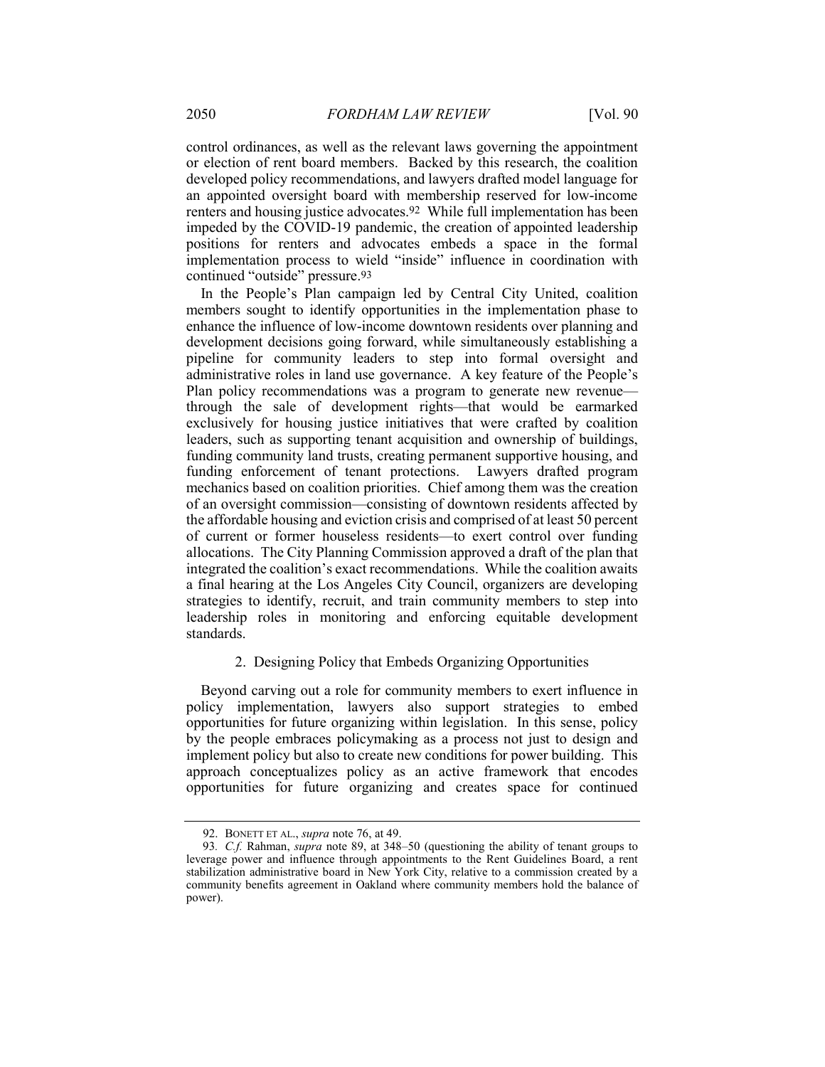control ordinances, as well as the relevant laws governing the appointment or election of rent board members. Backed by this research, the coalition developed policy recommendations, and lawyers drafted model language for an appointed oversight board with membership reserved for low-income renters and housing justice advocates.[92] While full implementation has been impeded by the COVID-19 pandemic, the creation of appointed leadership positions for renters and advocates embeds a space in the formal implementation process to wield "inside" influence in coordination with continued "outside" pressure.[93]

In the People's Plan campaign led by Central City United, coalition members sought to identify opportunities in the implementation phase to enhance the influence of low-income downtown residents over planning and development decisions going forward, while simultaneously establishing a pipeline for community leaders to step into formal oversight and administrative roles in land use governance. A key feature of the People's Plan policy recommendations was a program to generate new revenue—through the sale of development rights—that would be earmarked exclusively for housing justice initiatives that were crafted by coalition leaders, such as supporting tenant acquisition and ownership of buildings, funding community land trusts, creating permanent supportive housing, and funding enforcement of tenant protections. Lawyers drafted program mechanics based on coalition priorities. Chief among them was the creation of an oversight commission—consisting of downtown residents affected by the affordable housing and eviction crisis and comprised of at least 50 percent of current or former houseless residents—to exert control over funding allocations. The City Planning Commission approved a draft of the plan that integrated the coalition's exact recommendations. While the coalition awaits a final hearing at the Los Angeles City Council, organizers are developing strategies to identify, recruit, and train community members to step into leadership roles in monitoring and enforcing equitable development standards.

### 2. Designing Policy that Embeds Organizing Opportunities

Beyond carving out a role for community members to exert influence in policy implementation, lawyers also support strategies to embed opportunities for future organizing within legislation. In this sense, policy by the people embraces policymaking as a process not just to design and implement policy but also to create new conditions for power building. This approach conceptualizes policy as an active framework that encodes opportunities for future organizing and creates space for continued

---

92. BONETT ET AL., *supra* note 76, at 49.

93. *C.f.* Rahman, *supra* note 89, at 348–50 (questioning the ability of tenant groups to leverage power and influence through appointments to the Rent Guidelines Board, a rent stabilization administrative board in New York City, relative to a commission created by a community benefits agreement in Oakland where community members hold the balance of power).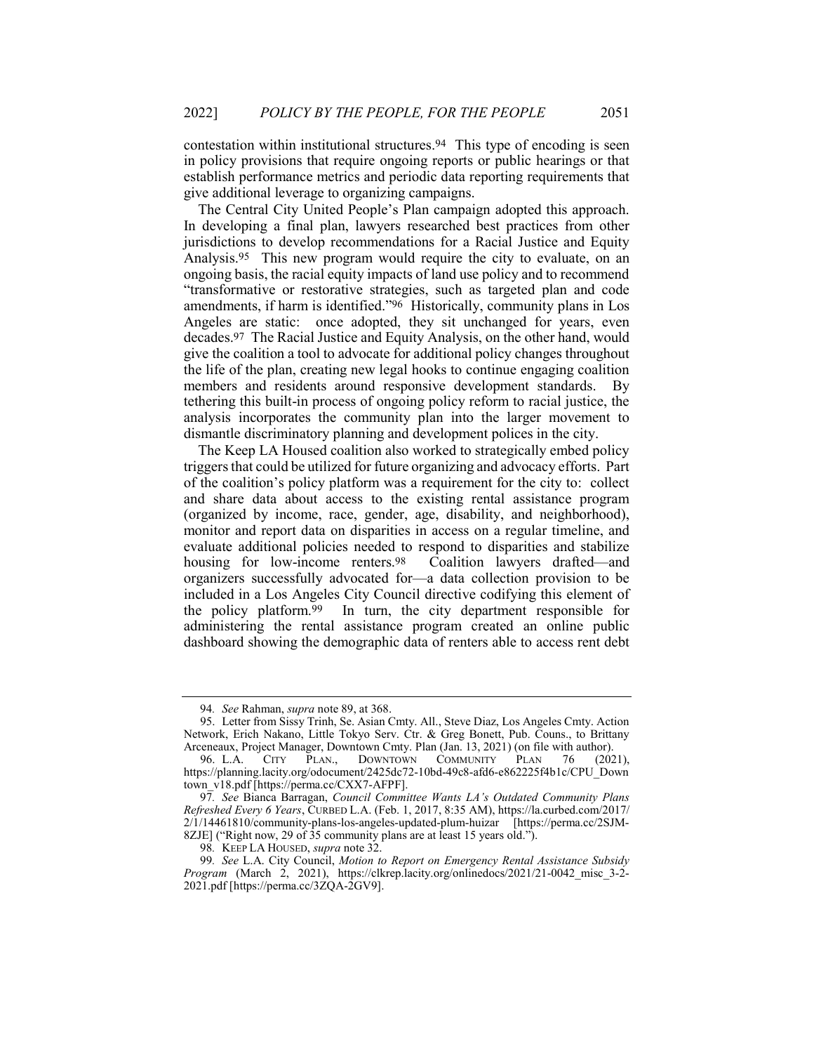contestation within institutional structures.[94] This type of encoding is seen in policy provisions that require ongoing reports or public hearings or that establish performance metrics and periodic data reporting requirements that give additional leverage to organizing campaigns.

The Central City United People's Plan campaign adopted this approach. In developing a final plan, lawyers researched best practices from other jurisdictions to develop recommendations for a Racial Justice and Equity Analysis.[95] This new program would require the city to evaluate, on an ongoing basis, the racial equity impacts of land use policy and to recommend "transformative or restorative strategies, such as targeted plan and code amendments, if harm is identified."[96] Historically, community plans in Los Angeles are static: once adopted, they sit unchanged for years, even decades.[97] The Racial Justice and Equity Analysis, on the other hand, would give the coalition a tool to advocate for additional policy changes throughout the life of the plan, creating new legal hooks to continue engaging coalition members and residents around responsive development standards. By tethering this built-in process of ongoing policy reform to racial justice, the analysis incorporates the community plan into the larger movement to dismantle discriminatory planning and development polices in the city.

The Keep LA Housed coalition also worked to strategically embed policy triggers that could be utilized for future organizing and advocacy efforts. Part of the coalition's policy platform was a requirement for the city to: collect and share data about access to the existing rental assistance program (organized by income, race, gender, age, disability, and neighborhood), monitor and report data on disparities in access on a regular timeline, and evaluate additional policies needed to respond to disparities and stabilize housing for low-income renters.[98] Coalition lawyers drafted—and organizers successfully advocated for—a data collection provision to be included in a Los Angeles City Council directive codifying this element of the policy platform.[99] In turn, the city department responsible for administering the rental assistance program created an online public dashboard showing the demographic data of renters able to access rent debt

---

94. *See* Rahman, *supra* note 89, at 368.

95. Letter from Sissy Trinh, Se. Asian Cmty. All., Steve Diaz, Los Angeles Cmty. Action Network, Erich Nakano, Little Tokyo Serv. Ctr. & Greg Bonett, Pub. Couns., to Brittany Arceneaux, Project Manager, Downtown Cmty. Plan (Jan. 13, 2021) (on file with author).

96. L.A. CITY PLAN., DOWNTOWN COMMUNITY PLAN 76 (2021), https://planning.lacity.org/odocument/2425dc72-10bd-49c8-afd6-e862225f4b1c/CPU_Downtown_v18.pdf [https://perma.cc/CXX7-AFPF].

97. *See* Bianca Barragan, *Council Committee Wants LA's Outdated Community Plans Refreshed Every 6 Years*, CURBED L.A. (Feb. 1, 2017, 8:35 AM), https://la.curbed.com/2017/2/1/14461810/community-plans-los-angeles-updated-plum-huizar [https://perma.cc/2SJM-8ZJE] ("Right now, 29 of 35 community plans are at least 15 years old.").

98. KEEP LA HOUSED, *supra* note 32.

99. *See* L.A. City Council, *Motion to Report on Emergency Rental Assistance Subsidy Program* (March 2, 2021), https://clkrep.lacity.org/onlinedocs/2021/21-0042_misc_3-2-2021.pdf [https://perma.cc/3ZQA-2GV9].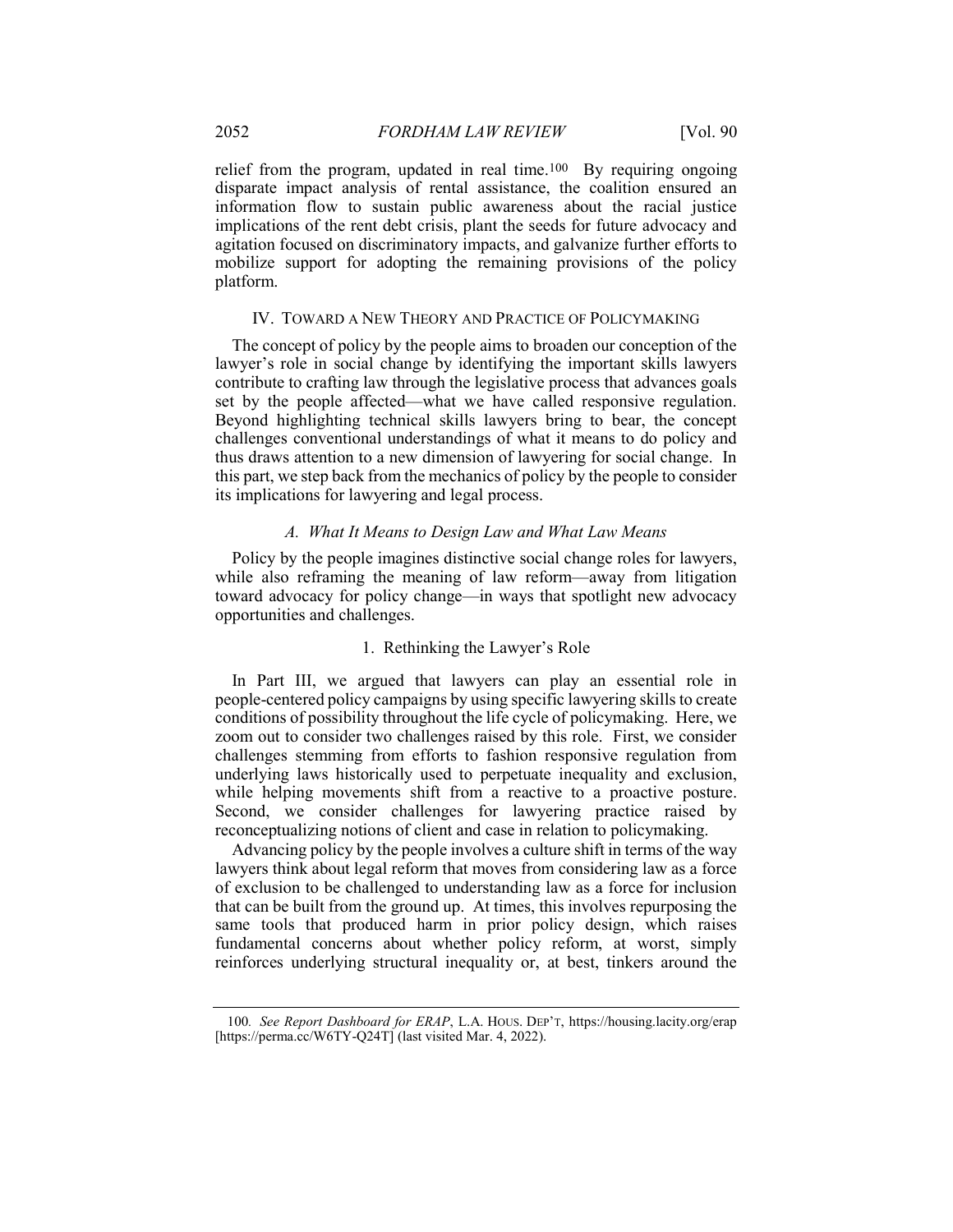relief from the program, updated in real time.[100] By requiring ongoing disparate impact analysis of rental assistance, the coalition ensured an information flow to sustain public awareness about the racial justice implications of the rent debt crisis, plant the seeds for future advocacy and agitation focused on discriminatory impacts, and galvanize further efforts to mobilize support for adopting the remaining provisions of the policy platform.

## IV. TOWARD A NEW THEORY AND PRACTICE OF POLICYMAKING

The concept of policy by the people aims to broaden our conception of the lawyer's role in social change by identifying the important skills lawyers contribute to crafting law through the legislative process that advances goals set by the people affected—what we have called responsive regulation. Beyond highlighting technical skills lawyers bring to bear, the concept challenges conventional understandings of what it means to do policy and thus draws attention to a new dimension of lawyering for social change. In this part, we step back from the mechanics of policy by the people to consider its implications for lawyering and legal process.

### *A. What It Means to Design Law and What Law Means*

Policy by the people imagines distinctive social change roles for lawyers, while also reframing the meaning of law reform—away from litigation toward advocacy for policy change—in ways that spotlight new advocacy opportunities and challenges.

#### 1. Rethinking the Lawyer's Role

In Part III, we argued that lawyers can play an essential role in people-centered policy campaigns by using specific lawyering skills to create conditions of possibility throughout the life cycle of policymaking. Here, we zoom out to consider two challenges raised by this role. First, we consider challenges stemming from efforts to fashion responsive regulation from underlying laws historically used to perpetuate inequality and exclusion, while helping movements shift from a reactive to a proactive posture. Second, we consider challenges for lawyering practice raised by reconceptualizing notions of client and case in relation to policymaking.

Advancing policy by the people involves a culture shift in terms of the way lawyers think about legal reform that moves from considering law as a force of exclusion to be challenged to understanding law as a force for inclusion that can be built from the ground up. At times, this involves repurposing the same tools that produced harm in prior policy design, which raises fundamental concerns about whether policy reform, at worst, simply reinforces underlying structural inequality or, at best, tinkers around the

---

100. *See Report Dashboard for ERAP*, L.A. HOUS. DEP'T, https://housing.lacity.org/erap [https://perma.cc/W6TY-Q24T] (last visited Mar. 4, 2022).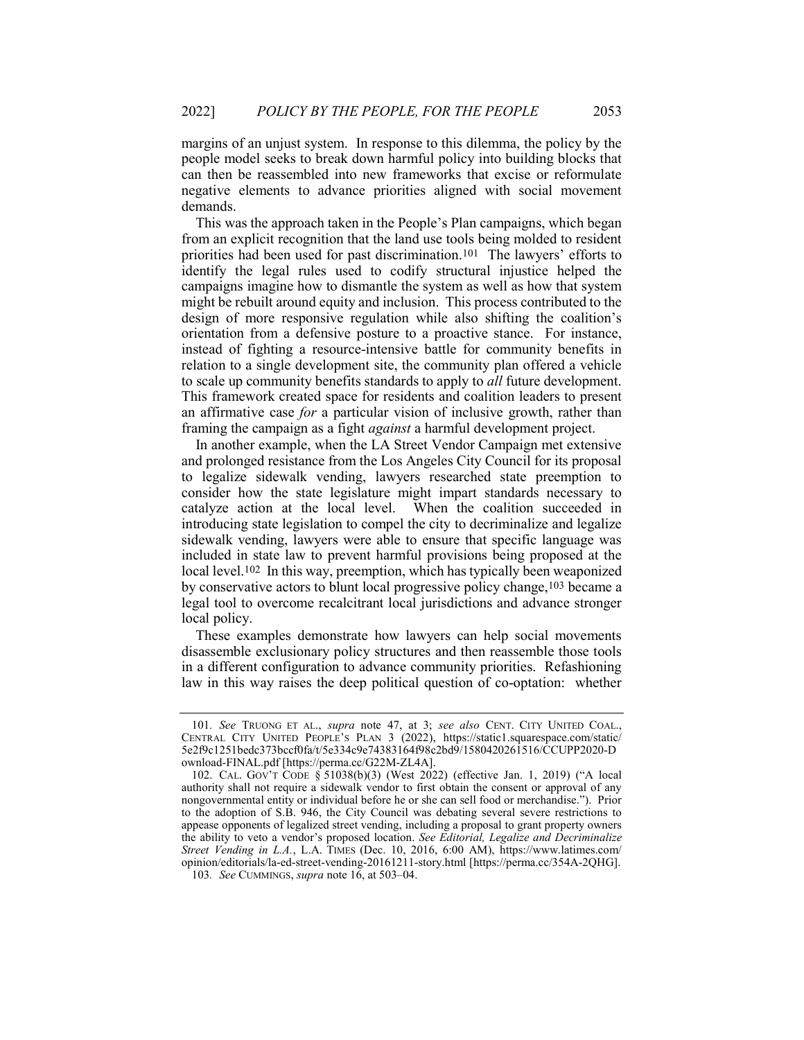margins of an unjust system. In response to this dilemma, the policy by the people model seeks to break down harmful policy into building blocks that can then be reassembled into new frameworks that excise or reformulate negative elements to advance priorities aligned with social movement demands.

This was the approach taken in the People's Plan campaigns, which began from an explicit recognition that the land use tools being molded to resident priorities had been used for past discrimination.[101] The lawyers' efforts to identify the legal rules used to codify structural injustice helped the campaigns imagine how to dismantle the system as well as how that system might be rebuilt around equity and inclusion. This process contributed to the design of more responsive regulation while also shifting the coalition's orientation from a defensive posture to a proactive stance. For instance, instead of fighting a resource-intensive battle for community benefits in relation to a single development site, the community plan offered a vehicle to scale up community benefits standards to apply to *all* future development. This framework created space for residents and coalition leaders to present an affirmative case *for* a particular vision of inclusive growth, rather than framing the campaign as a fight *against* a harmful development project.

In another example, when the LA Street Vendor Campaign met extensive and prolonged resistance from the Los Angeles City Council for its proposal to legalize sidewalk vending, lawyers researched state preemption to consider how the state legislature might impart standards necessary to catalyze action at the local level. When the coalition succeeded in introducing state legislation to compel the city to decriminalize and legalize sidewalk vending, lawyers were able to ensure that specific language was included in state law to prevent harmful provisions being proposed at the local level.[102] In this way, preemption, which has typically been weaponized by conservative actors to blunt local progressive policy change,[103] became a legal tool to overcome recalcitrant local jurisdictions and advance stronger local policy.

These examples demonstrate how lawyers can help social movements disassemble exclusionary policy structures and then reassemble those tools in a different configuration to advance community priorities. Refashioning law in this way raises the deep political question of co-optation: whether

---

101. *See* TRUONG ET AL., *supra* note 47, at 3; *see also* CENT. CITY UNITED COAL., CENTRAL CITY UNITED PEOPLE'S PLAN 3 (2022), https://static1.squarespace.com/static/5e2f9c1251bedc373bccf0fa/t/5e334c9e74383164f98c2bd9/1580420261516/CCUPP2020-Download-FINAL.pdf [https://perma.cc/G22M-ZL4A].

102. CAL. GOV'T CODE § 51038(b)(3) (West 2022) (effective Jan. 1, 2019) ("A local authority shall not require a sidewalk vendor to first obtain the consent or approval of any nongovernmental entity or individual before he or she can sell food or merchandise."). Prior to the adoption of S.B. 946, the City Council was debating several severe restrictions to appease opponents of legalized street vending, including a proposal to grant property owners the ability to veto a vendor's proposed location. *See Editorial, Legalize and Decriminalize Street Vending in L.A.*, L.A. TIMES (Dec. 10, 2016, 6:00 AM), https://www.latimes.com/opinion/editorials/la-ed-street-vending-20161211-story.html [https://perma.cc/354A-2QHG].

103. *See* CUMMINGS, *supra* note 16, at 503–04.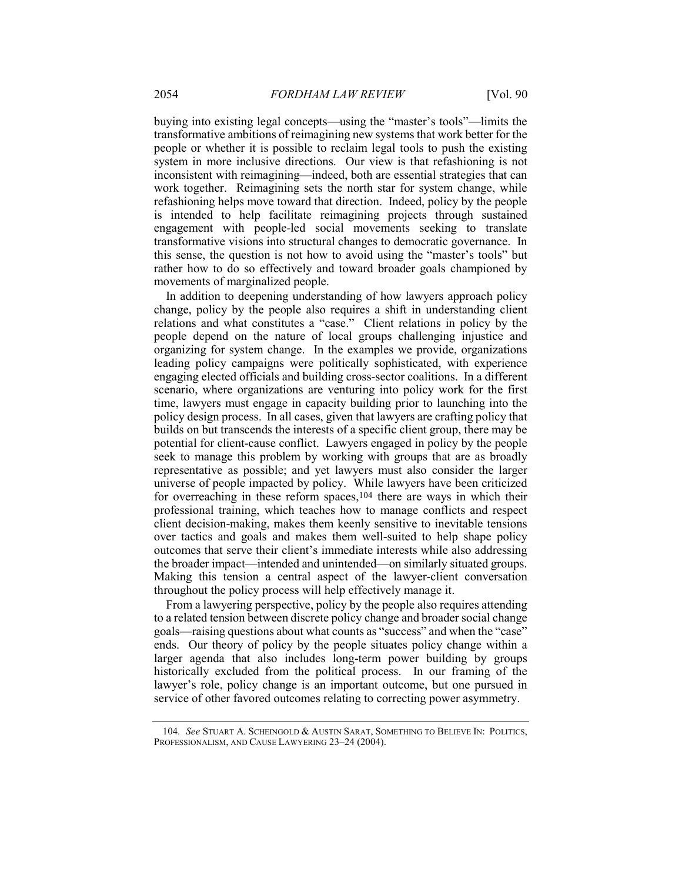buying into existing legal concepts—using the "master's tools"—limits the transformative ambitions of reimagining new systems that work better for the people or whether it is possible to reclaim legal tools to push the existing system in more inclusive directions. Our view is that refashioning is not inconsistent with reimagining—indeed, both are essential strategies that can work together. Reimagining sets the north star for system change, while refashioning helps move toward that direction. Indeed, policy by the people is intended to help facilitate reimagining projects through sustained engagement with people-led social movements seeking to translate transformative visions into structural changes to democratic governance. In this sense, the question is not how to avoid using the "master's tools" but rather how to do so effectively and toward broader goals championed by movements of marginalized people.

In addition to deepening understanding of how lawyers approach policy change, policy by the people also requires a shift in understanding client relations and what constitutes a "case." Client relations in policy by the people depend on the nature of local groups challenging injustice and organizing for system change. In the examples we provide, organizations leading policy campaigns were politically sophisticated, with experience engaging elected officials and building cross-sector coalitions. In a different scenario, where organizations are venturing into policy work for the first time, lawyers must engage in capacity building prior to launching into the policy design process. In all cases, given that lawyers are crafting policy that builds on but transcends the interests of a specific client group, there may be potential for client-cause conflict. Lawyers engaged in policy by the people seek to manage this problem by working with groups that are as broadly representative as possible; and yet lawyers must also consider the larger universe of people impacted by policy. While lawyers have been criticized for overreaching in these reform spaces,[104] there are ways in which their professional training, which teaches how to manage conflicts and respect client decision-making, makes them keenly sensitive to inevitable tensions over tactics and goals and makes them well-suited to help shape policy outcomes that serve their client's immediate interests while also addressing the broader impact—intended and unintended—on similarly situated groups. Making this tension a central aspect of the lawyer-client conversation throughout the policy process will help effectively manage it.

From a lawyering perspective, policy by the people also requires attending to a related tension between discrete policy change and broader social change goals—raising questions about what counts as "success" and when the "case" ends. Our theory of policy by the people situates policy change within a larger agenda that also includes long-term power building by groups historically excluded from the political process. In our framing of the lawyer's role, policy change is an important outcome, but one pursued in service of other favored outcomes relating to correcting power asymmetry.

---

104. *See* STUART A. SCHEINGOLD & AUSTIN SARAT, SOMETHING TO BELIEVE IN: POLITICS, PROFESSIONALISM, AND CAUSE LAWYERING 23–24 (2004).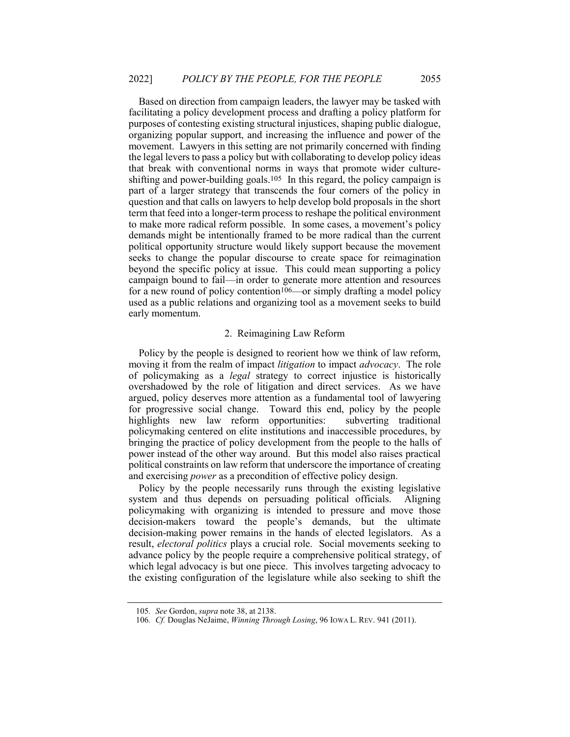Based on direction from campaign leaders, the lawyer may be tasked with facilitating a policy development process and drafting a policy platform for purposes of contesting existing structural injustices, shaping public dialogue, organizing popular support, and increasing the influence and power of the movement. Lawyers in this setting are not primarily concerned with finding the legal levers to pass a policy but with collaborating to develop policy ideas that break with conventional norms in ways that promote wider culture-shifting and power-building goals.[105] In this regard, the policy campaign is part of a larger strategy that transcends the four corners of the policy in question and that calls on lawyers to help develop bold proposals in the short term that feed into a longer-term process to reshape the political environment to make more radical reform possible. In some cases, a movement's policy demands might be intentionally framed to be more radical than the current political opportunity structure would likely support because the movement seeks to change the popular discourse to create space for reimagination beyond the specific policy at issue. This could mean supporting a policy campaign bound to fail—in order to generate more attention and resources for a new round of policy contention[106]—or simply drafting a model policy used as a public relations and organizing tool as a movement seeks to build early momentum.

### 2. Reimagining Law Reform

Policy by the people is designed to reorient how we think of law reform, moving it from the realm of impact *litigation* to impact *advocacy*. The role of policymaking as a *legal* strategy to correct injustice is historically overshadowed by the role of litigation and direct services. As we have argued, policy deserves more attention as a fundamental tool of lawyering for progressive social change. Toward this end, policy by the people highlights new law reform opportunities: subverting traditional policymaking centered on elite institutions and inaccessible procedures, by bringing the practice of policy development from the people to the halls of power instead of the other way around. But this model also raises practical political constraints on law reform that underscore the importance of creating and exercising *power* as a precondition of effective policy design.

Policy by the people necessarily runs through the existing legislative system and thus depends on persuading political officials. Aligning policymaking with organizing is intended to pressure and move those decision-makers toward the people's demands, but the ultimate decision-making power remains in the hands of elected legislators. As a result, *electoral politics* plays a crucial role. Social movements seeking to advance policy by the people require a comprehensive political strategy, of which legal advocacy is but one piece. This involves targeting advocacy to the existing configuration of the legislature while also seeking to shift the

---

105. *See* Gordon, *supra* note 38, at 2138.

106. *Cf.* Douglas NeJaime, *Winning Through Losing*, 96 IOWA L. REV. 941 (2011).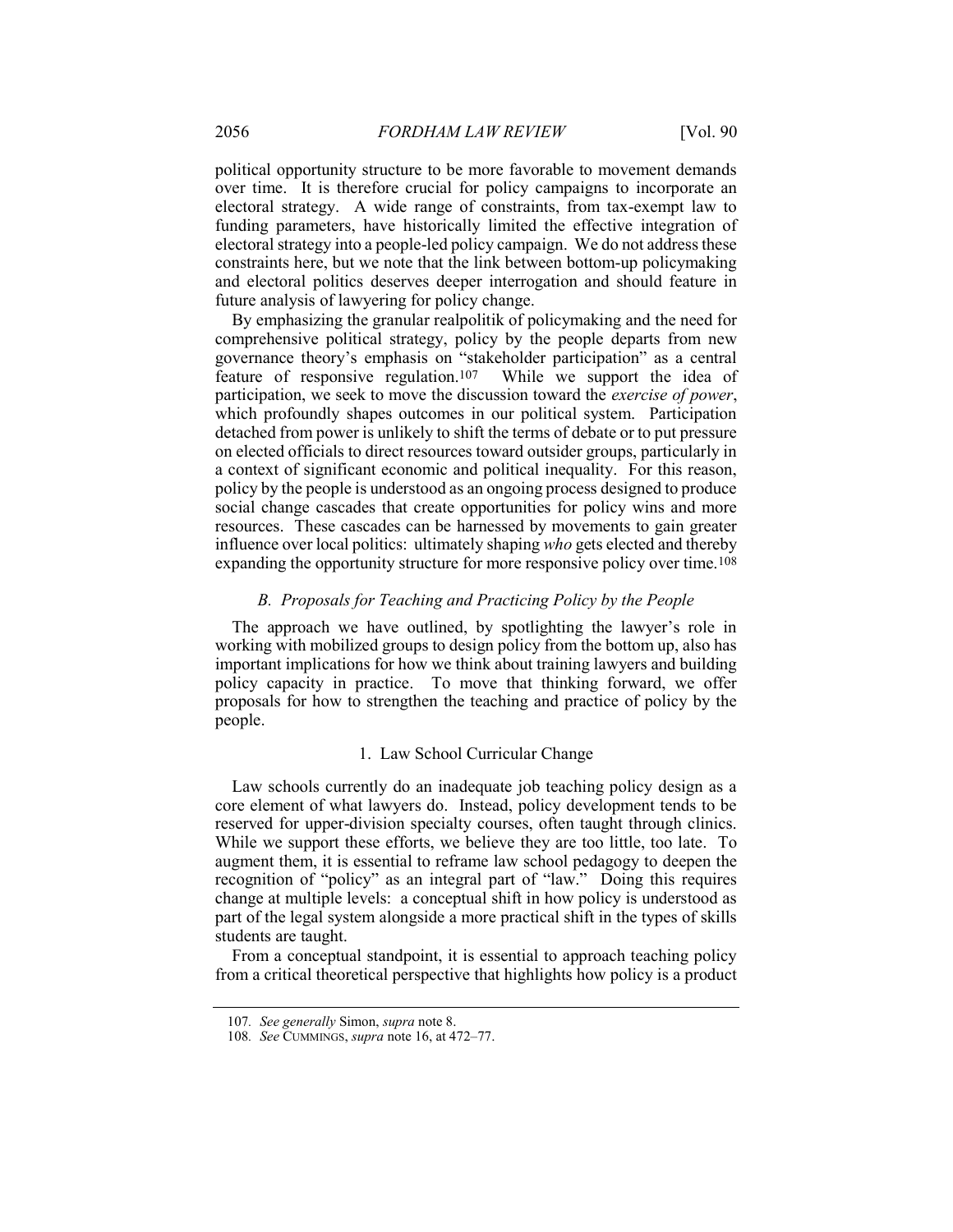political opportunity structure to be more favorable to movement demands over time. It is therefore crucial for policy campaigns to incorporate an electoral strategy. A wide range of constraints, from tax-exempt law to funding parameters, have historically limited the effective integration of electoral strategy into a people-led policy campaign. We do not address these constraints here, but we note that the link between bottom-up policymaking and electoral politics deserves deeper interrogation and should feature in future analysis of lawyering for policy change.

By emphasizing the granular realpolitik of policymaking and the need for comprehensive political strategy, policy by the people departs from new governance theory's emphasis on "stakeholder participation" as a central feature of responsive regulation.[107] While we support the idea of participation, we seek to move the discussion toward the *exercise of power*, which profoundly shapes outcomes in our political system. Participation detached from power is unlikely to shift the terms of debate or to put pressure on elected officials to direct resources toward outsider groups, particularly in a context of significant economic and political inequality. For this reason, policy by the people is understood as an ongoing process designed to produce social change cascades that create opportunities for policy wins and more resources. These cascades can be harnessed by movements to gain greater influence over local politics: ultimately shaping *who* gets elected and thereby expanding the opportunity structure for more responsive policy over time.[108]

### *B. Proposals for Teaching and Practicing Policy by the People*

The approach we have outlined, by spotlighting the lawyer's role in working with mobilized groups to design policy from the bottom up, also has important implications for how we think about training lawyers and building policy capacity in practice. To move that thinking forward, we offer proposals for how to strengthen the teaching and practice of policy by the people.

#### 1. Law School Curricular Change

Law schools currently do an inadequate job teaching policy design as a core element of what lawyers do. Instead, policy development tends to be reserved for upper-division specialty courses, often taught through clinics. While we support these efforts, we believe they are too little, too late. To augment them, it is essential to reframe law school pedagogy to deepen the recognition of "policy" as an integral part of "law." Doing this requires change at multiple levels: a conceptual shift in how policy is understood as part of the legal system alongside a more practical shift in the types of skills students are taught.

From a conceptual standpoint, it is essential to approach teaching policy from a critical theoretical perspective that highlights how policy is a product

---

107. *See generally* Simon, *supra* note 8.

108. *See* CUMMINGS, *supra* note 16, at 472–77.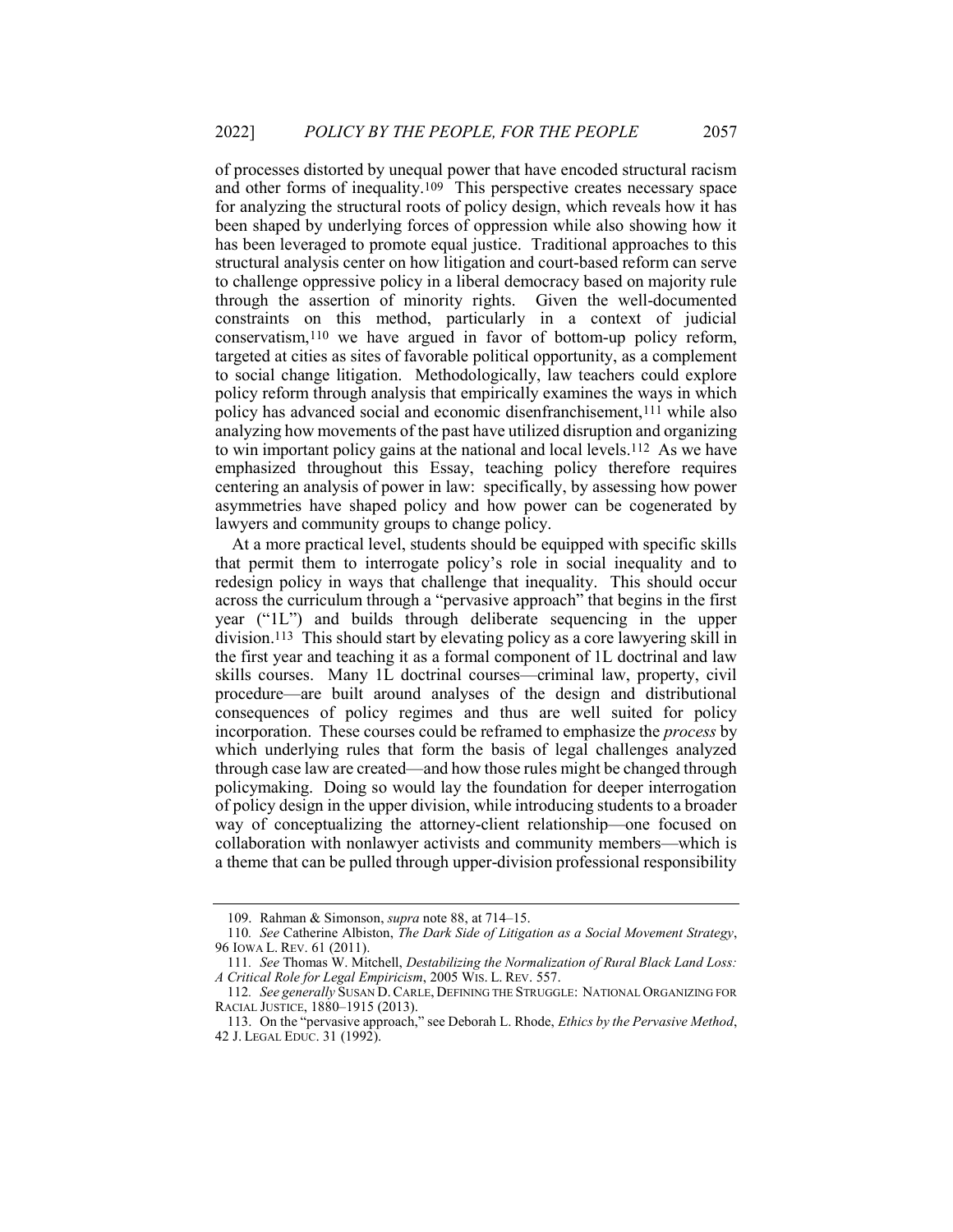of processes distorted by unequal power that have encoded structural racism and other forms of inequality.[109] This perspective creates necessary space for analyzing the structural roots of policy design, which reveals how it has been shaped by underlying forces of oppression while also showing how it has been leveraged to promote equal justice. Traditional approaches to this structural analysis center on how litigation and court-based reform can serve to challenge oppressive policy in a liberal democracy based on majority rule through the assertion of minority rights. Given the well-documented constraints on this method, particularly in a context of judicial conservatism,[110] we have argued in favor of bottom-up policy reform, targeted at cities as sites of favorable political opportunity, as a complement to social change litigation. Methodologically, law teachers could explore policy reform through analysis that empirically examines the ways in which policy has advanced social and economic disenfranchisement,[111] while also analyzing how movements of the past have utilized disruption and organizing to win important policy gains at the national and local levels.[112] As we have emphasized throughout this Essay, teaching policy therefore requires centering an analysis of power in law: specifically, by assessing how power asymmetries have shaped policy and how power can be cogenerated by lawyers and community groups to change policy.

At a more practical level, students should be equipped with specific skills that permit them to interrogate policy's role in social inequality and to redesign policy in ways that challenge that inequality. This should occur across the curriculum through a "pervasive approach" that begins in the first year ("1L") and builds through deliberate sequencing in the upper division.[113] This should start by elevating policy as a core lawyering skill in the first year and teaching it as a formal component of 1L doctrinal and law skills courses. Many 1L doctrinal courses—criminal law, property, civil procedure—are built around analyses of the design and distributional consequences of policy regimes and thus are well suited for policy incorporation. These courses could be reframed to emphasize the *process* by which underlying rules that form the basis of legal challenges analyzed through case law are created—and how those rules might be changed through policymaking. Doing so would lay the foundation for deeper interrogation of policy design in the upper division, while introducing students to a broader way of conceptualizing the attorney-client relationship—one focused on collaboration with nonlawyer activists and community members—which is a theme that can be pulled through upper-division professional responsibility

---

109. Rahman & Simonson, *supra* note 88, at 714–15.

110. *See* Catherine Albiston, *The Dark Side of Litigation as a Social Movement Strategy*, 96 IOWA L. REV. 61 (2011).

111. *See* Thomas W. Mitchell, *Destabilizing the Normalization of Rural Black Land Loss: A Critical Role for Legal Empiricism*, 2005 WIS. L. REV. 557.

112. *See generally* SUSAN D. CARLE, DEFINING THE STRUGGLE: NATIONAL ORGANIZING FOR RACIAL JUSTICE, 1880–1915 (2013).

113. On the "pervasive approach," see Deborah L. Rhode, *Ethics by the Pervasive Method*, 42 J. LEGAL EDUC. 31 (1992).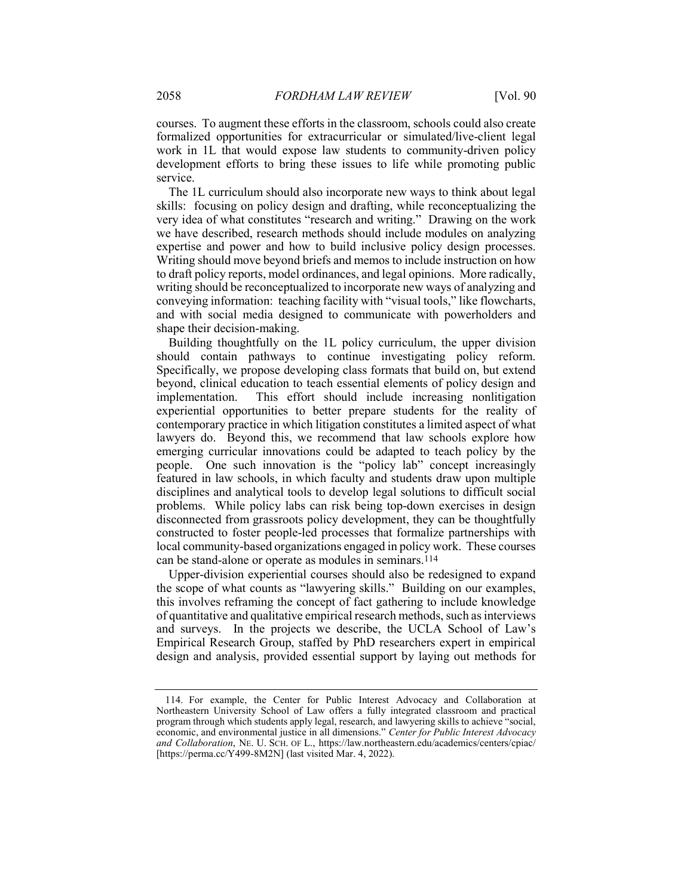courses. To augment these efforts in the classroom, schools could also create formalized opportunities for extracurricular or simulated/live-client legal work in 1L that would expose law students to community-driven policy development efforts to bring these issues to life while promoting public service.

The 1L curriculum should also incorporate new ways to think about legal skills: focusing on policy design and drafting, while reconceptualizing the very idea of what constitutes "research and writing." Drawing on the work we have described, research methods should include modules on analyzing expertise and power and how to build inclusive policy design processes. Writing should move beyond briefs and memos to include instruction on how to draft policy reports, model ordinances, and legal opinions. More radically, writing should be reconceptualized to incorporate new ways of analyzing and conveying information: teaching facility with "visual tools," like flowcharts, and with social media designed to communicate with powerholders and shape their decision-making.

Building thoughtfully on the 1L policy curriculum, the upper division should contain pathways to continue investigating policy reform. Specifically, we propose developing class formats that build on, but extend beyond, clinical education to teach essential elements of policy design and implementation. This effort should include increasing nonlitigation experiential opportunities to better prepare students for the reality of contemporary practice in which litigation constitutes a limited aspect of what lawyers do. Beyond this, we recommend that law schools explore how emerging curricular innovations could be adapted to teach policy by the people. One such innovation is the "policy lab" concept increasingly featured in law schools, in which faculty and students draw upon multiple disciplines and analytical tools to develop legal solutions to difficult social problems. While policy labs can risk being top-down exercises in design disconnected from grassroots policy development, they can be thoughtfully constructed to foster people-led processes that formalize partnerships with local community-based organizations engaged in policy work. These courses can be stand-alone or operate as modules in seminars.[114]

Upper-division experiential courses should also be redesigned to expand the scope of what counts as "lawyering skills." Building on our examples, this involves reframing the concept of fact gathering to include knowledge of quantitative and qualitative empirical research methods, such as interviews and surveys. In the projects we describe, the UCLA School of Law's Empirical Research Group, staffed by PhD researchers expert in empirical design and analysis, provided essential support by laying out methods for

---

114. For example, the Center for Public Interest Advocacy and Collaboration at Northeastern University School of Law offers a fully integrated classroom and practical program through which students apply legal, research, and lawyering skills to achieve "social, economic, and environmental justice in all dimensions." *Center for Public Interest Advocacy and Collaboration*, NE. U. SCH. OF L., https://law.northeastern.edu/academics/centers/cpiac/ [https://perma.cc/Y499-8M2N] (last visited Mar. 4, 2022).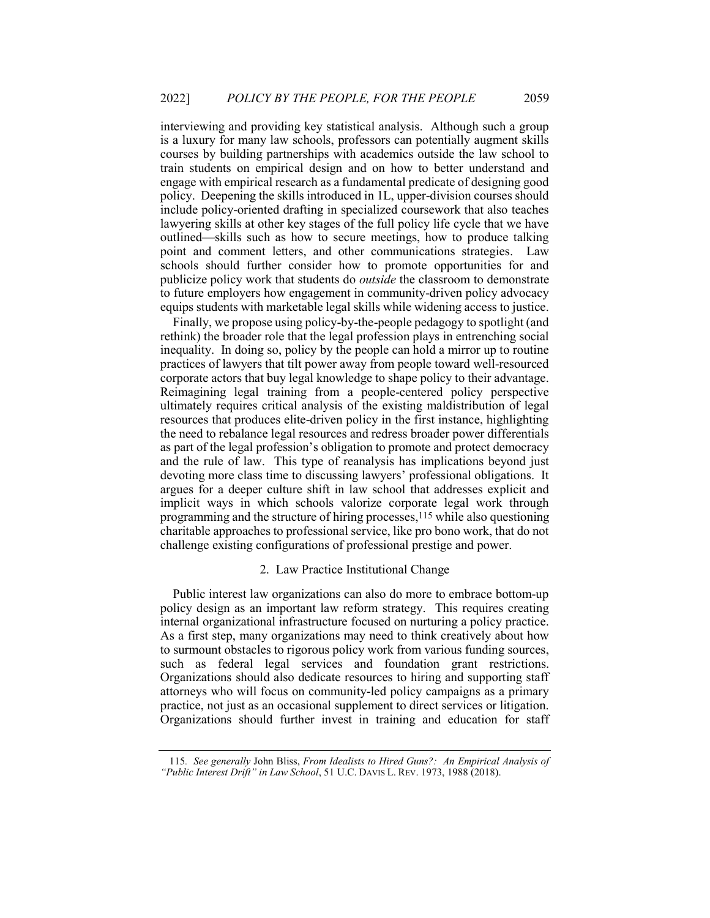interviewing and providing key statistical analysis. Although such a group is a luxury for many law schools, professors can potentially augment skills courses by building partnerships with academics outside the law school to train students on empirical design and on how to better understand and engage with empirical research as a fundamental predicate of designing good policy. Deepening the skills introduced in 1L, upper-division courses should include policy-oriented drafting in specialized coursework that also teaches lawyering skills at other key stages of the full policy life cycle that we have outlined—skills such as how to secure meetings, how to produce talking point and comment letters, and other communications strategies. Law schools should further consider how to promote opportunities for and publicize policy work that students do *outside* the classroom to demonstrate to future employers how engagement in community-driven policy advocacy equips students with marketable legal skills while widening access to justice.

Finally, we propose using policy-by-the-people pedagogy to spotlight (and rethink) the broader role that the legal profession plays in entrenching social inequality. In doing so, policy by the people can hold a mirror up to routine practices of lawyers that tilt power away from people toward well-resourced corporate actors that buy legal knowledge to shape policy to their advantage. Reimagining legal training from a people-centered policy perspective ultimately requires critical analysis of the existing maldistribution of legal resources that produces elite-driven policy in the first instance, highlighting the need to rebalance legal resources and redress broader power differentials as part of the legal profession's obligation to promote and protect democracy and the rule of law. This type of reanalysis has implications beyond just devoting more class time to discussing lawyers' professional obligations. It argues for a deeper culture shift in law school that addresses explicit and implicit ways in which schools valorize corporate legal work through programming and the structure of hiring processes,[115] while also questioning charitable approaches to professional service, like pro bono work, that do not challenge existing configurations of professional prestige and power.

### 2. Law Practice Institutional Change

Public interest law organizations can also do more to embrace bottom-up policy design as an important law reform strategy. This requires creating internal organizational infrastructure focused on nurturing a policy practice. As a first step, many organizations may need to think creatively about how to surmount obstacles to rigorous policy work from various funding sources, such as federal legal services and foundation grant restrictions. Organizations should also dedicate resources to hiring and supporting staff attorneys who will focus on community-led policy campaigns as a primary practice, not just as an occasional supplement to direct services or litigation. Organizations should further invest in training and education for staff

---

115. *See generally* John Bliss, *From Idealists to Hired Guns?: An Empirical Analysis of "Public Interest Drift" in Law School*, 51 U.C. DAVIS L. REV. 1973, 1988 (2018).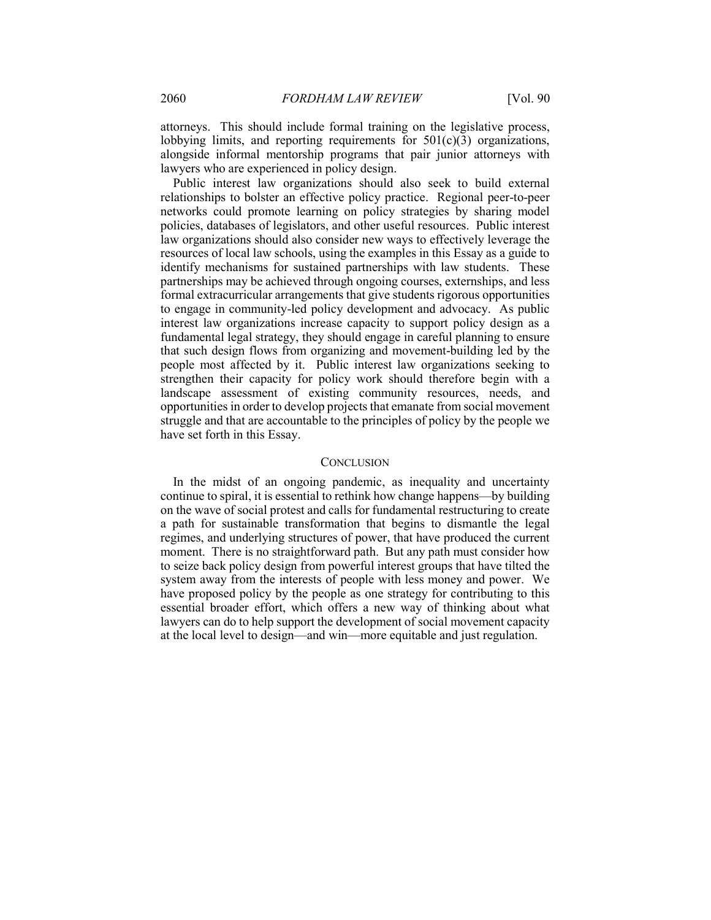attorneys. This should include formal training on the legislative process, lobbying limits, and reporting requirements for 501(c)(3) organizations, alongside informal mentorship programs that pair junior attorneys with lawyers who are experienced in policy design.

Public interest law organizations should also seek to build external relationships to bolster an effective policy practice. Regional peer-to-peer networks could promote learning on policy strategies by sharing model policies, databases of legislators, and other useful resources. Public interest law organizations should also consider new ways to effectively leverage the resources of local law schools, using the examples in this Essay as a guide to identify mechanisms for sustained partnerships with law students. These partnerships may be achieved through ongoing courses, externships, and less formal extracurricular arrangements that give students rigorous opportunities to engage in community-led policy development and advocacy. As public interest law organizations increase capacity to support policy design as a fundamental legal strategy, they should engage in careful planning to ensure that such design flows from organizing and movement-building led by the people most affected by it. Public interest law organizations seeking to strengthen their capacity for policy work should therefore begin with a landscape assessment of existing community resources, needs, and opportunities in order to develop projects that emanate from social movement struggle and that are accountable to the principles of policy by the people we have set forth in this Essay.

## CONCLUSION

In the midst of an ongoing pandemic, as inequality and uncertainty continue to spiral, it is essential to rethink how change happens—by building on the wave of social protest and calls for fundamental restructuring to create a path for sustainable transformation that begins to dismantle the legal regimes, and underlying structures of power, that have produced the current moment. There is no straightforward path. But any path must consider how to seize back policy design from powerful interest groups that have tilted the system away from the interests of people with less money and power. We have proposed policy by the people as one strategy for contributing to this essential broader effort, which offers a new way of thinking about what lawyers can do to help support the development of social movement capacity at the local level to design—and win—more equitable and just regulation.